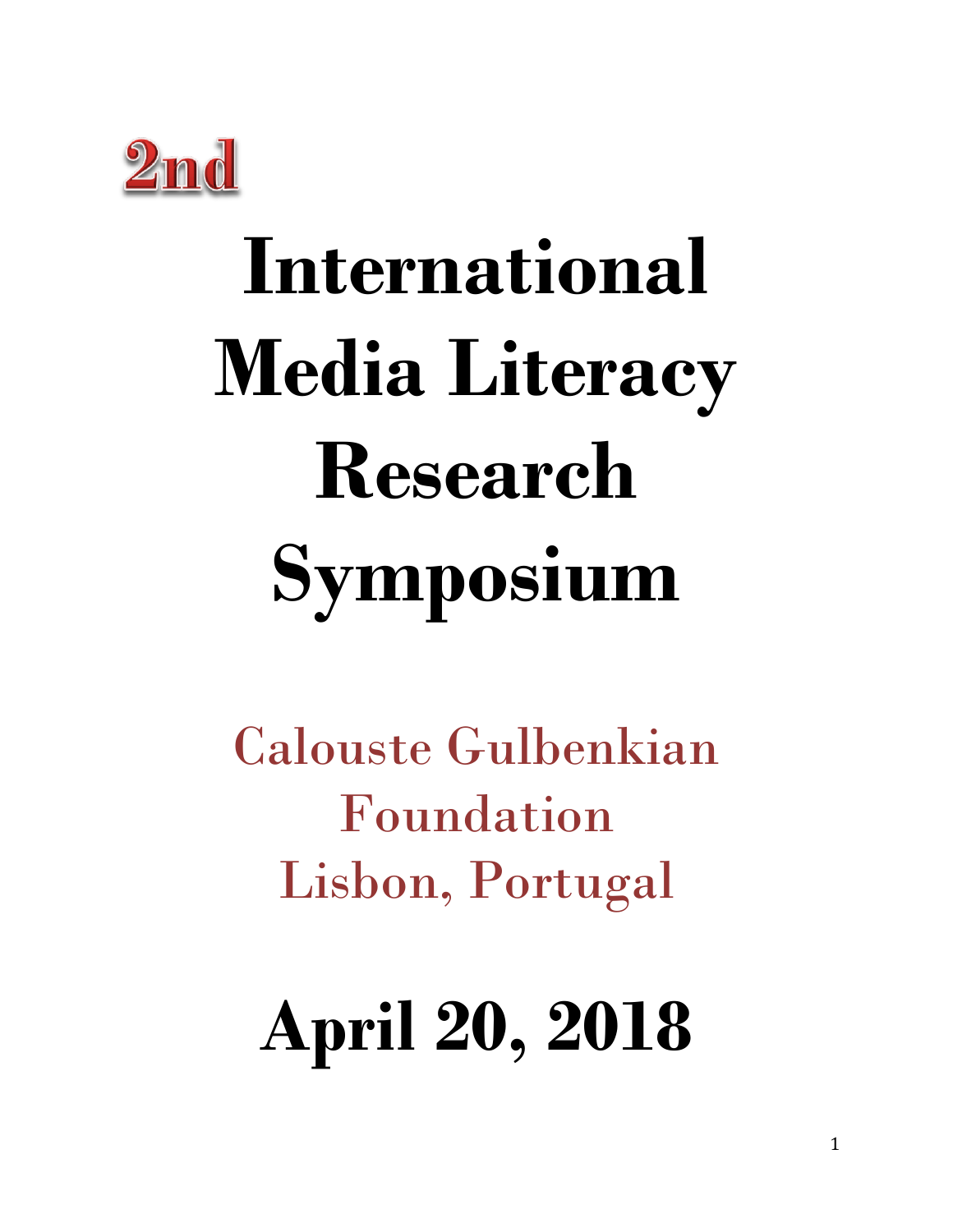2nd

# International Media Literacy Research Symposium

Calouste Gulbenkian Foundation
Lisbon, Portugal

# April 20, 2018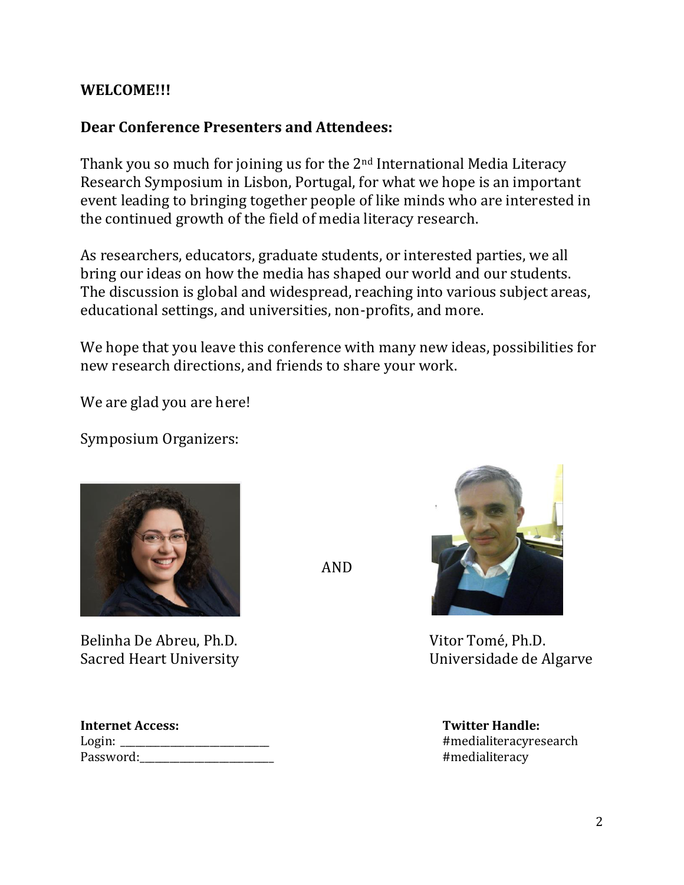**WELCOME!!!**

**Dear Conference Presenters and Attendees:**

Thank you so much for joining us for the 2nd International Media Literacy Research Symposium in Lisbon, Portugal, for what we hope is an important event leading to bringing together people of like minds who are interested in the continued growth of the field of media literacy research.

As researchers, educators, graduate students, or interested parties, we all bring our ideas on how the media has shaped our world and our students. The discussion is global and widespread, reaching into various subject areas, educational settings, and universities, non-profits, and more.

We hope that you leave this conference with many new ideas, possibilities for new research directions, and friends to share your work.

We are glad you are here!

Symposium Organizers:

Belinha De Abreu, Ph.D.
Sacred Heart University

AND

Vitor Tomé, Ph.D.
Universidade de Algarve

**Internet Access:**
Login: ____________________________
Password:__________________________

**Twitter Handle:**
#medialiteracyresearch
#medialiteracy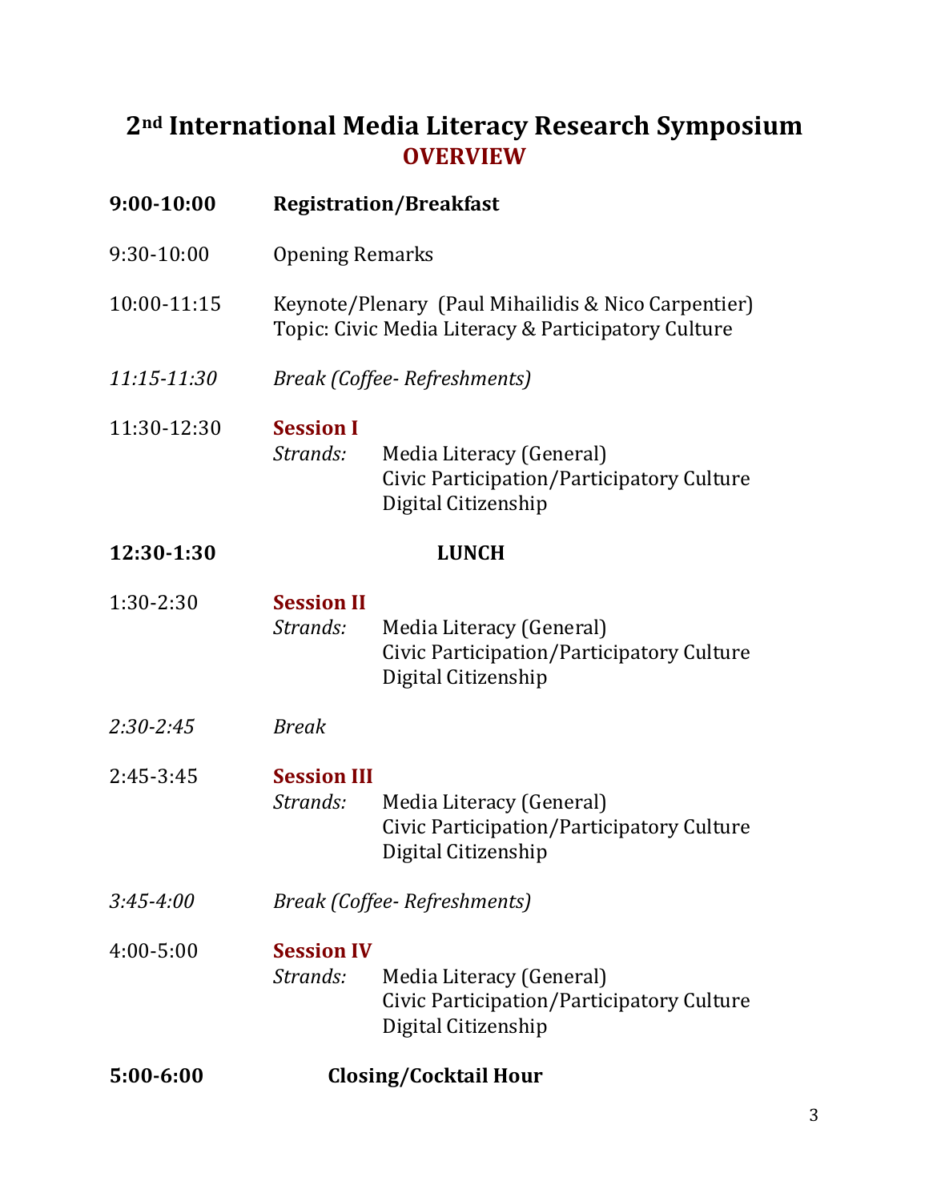# 2nd International Media Literacy Research Symposium

## OVERVIEW

**9:00-10:00** **Registration/Breakfast**

9:30-10:00 Opening Remarks

10:00-11:15 Keynote/Plenary (Paul Mihailidis & Nico Carpentier)
Topic: Civic Media Literacy & Participatory Culture

*11:15-11:30* *Break (Coffee- Refreshments)*

11:30-12:30 **Session I**
*Strands:*
- Media Literacy (General)
- Civic Participation/Participatory Culture
- Digital Citizenship

**12:30-1:30** **LUNCH**

1:30-2:30 **Session II**
*Strands:*
- Media Literacy (General)
- Civic Participation/Participatory Culture
- Digital Citizenship

*2:30-2:45* *Break*

2:45-3:45 **Session III**
*Strands:*
- Media Literacy (General)
- Civic Participation/Participatory Culture
- Digital Citizenship

*3:45-4:00* *Break (Coffee- Refreshments)*

4:00-5:00 **Session IV**
*Strands:*
- Media Literacy (General)
- Civic Participation/Participatory Culture
- Digital Citizenship

**5:00-6:00** **Closing/Cocktail Hour**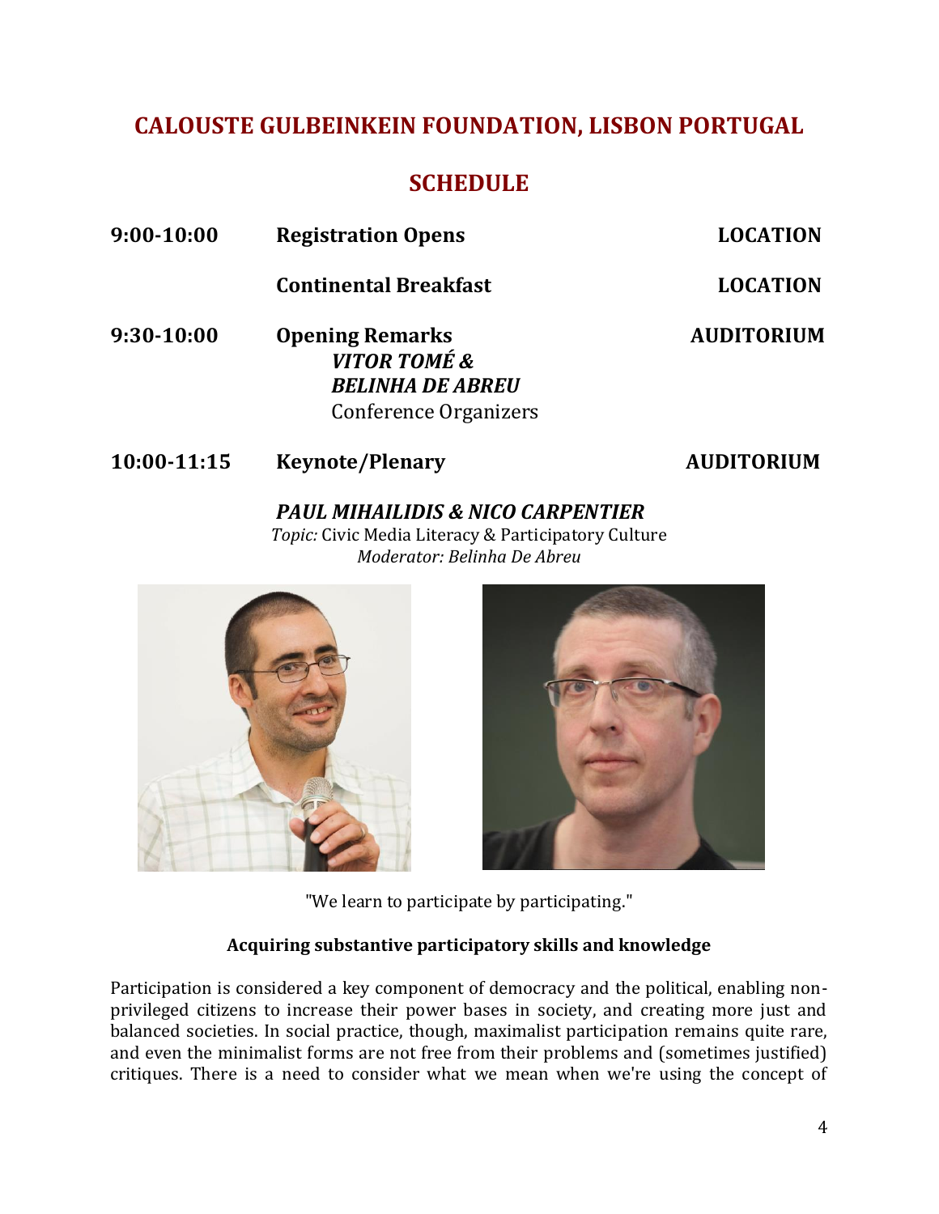## CALOUSTE GULBEINKEIN FOUNDATION, LISBON PORTUGAL

## SCHEDULE

| | | |
|---|---|---|
| **9:00-10:00** | **Registration Opens** | **LOCATION** |
| | **Continental Breakfast** | **LOCATION** |
| **9:30-10:00** | **Opening Remarks**<br>***VITOR TOMÉ &***<br>***BELINHA DE ABREU***<br>Conference Organizers | **AUDITORIUM** |
| **10:00-11:15** | **Keynote/Plenary** | **AUDITORIUM** |

***PAUL MIHAILIDIS & NICO CARPENTIER***

*Topic:* Civic Media Literacy & Participatory Culture

*Moderator: Belinha De Abreu*

"We learn to participate by participating."

**Acquiring substantive participatory skills and knowledge**

Participation is considered a key component of democracy and the political, enabling non-privileged citizens to increase their power bases in society, and creating more just and balanced societies. In social practice, though, maximalist participation remains quite rare, and even the minimalist forms are not free from their problems and (sometimes justified) critiques. There is a need to consider what we mean when we're using the concept of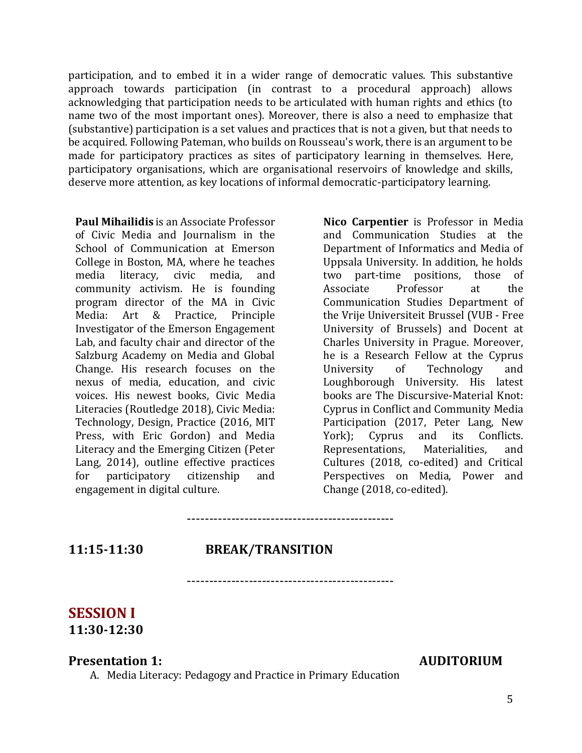participation, and to embed it in a wider range of democratic values. This substantive approach towards participation (in contrast to a procedural approach) allows acknowledging that participation needs to be articulated with human rights and ethics (to name two of the most important ones). Moreover, there is also a need to emphasize that (substantive) participation is a set values and practices that is not a given, but that needs to be acquired. Following Pateman, who builds on Rousseau's work, there is an argument to be made for participatory practices as sites of participatory learning in themselves. Here, participatory organisations, which are organisational reservoirs of knowledge and skills, deserve more attention, as key locations of informal democratic-participatory learning.

**Paul Mihailidis** is an Associate Professor of Civic Media and Journalism in the School of Communication at Emerson College in Boston, MA, where he teaches media literacy, civic media, and community activism. He is founding program director of the MA in Civic Media: Art & Practice, Principle Investigator of the Emerson Engagement Lab, and faculty chair and director of the Salzburg Academy on Media and Global Change. His research focuses on the nexus of media, education, and civic voices. His newest books, Civic Media Literacies (Routledge 2018), Civic Media: Technology, Design, Practice (2016, MIT Press, with Eric Gordon) and Media Literacy and the Emerging Citizen (Peter Lang, 2014), outline effective practices for participatory citizenship and engagement in digital culture.

**Nico Carpentier** is Professor in Media and Communication Studies at the Department of Informatics and Media of Uppsala University. In addition, he holds two part-time positions, those of Associate Professor at the Communication Studies Department of the Vrije Universiteit Brussel (VUB - Free University of Brussels) and Docent at Charles University in Prague. Moreover, he is a Research Fellow at the Cyprus University of Technology and Loughborough University. His latest books are The Discursive-Material Knot: Cyprus in Conflict and Community Media Participation (2017, Peter Lang, New York); Cyprus and its Conflicts. Representations, Materialities, and Cultures (2018, co-edited) and Critical Perspectives on Media, Power and Change (2018, co-edited).

-----------------------------------------------

**11:15-11:30 BREAK/TRANSITION**

-----------------------------------------------

## SESSION I
**11:30-12:30**

**Presentation 1: AUDITORIUM**

A. Media Literacy: Pedagogy and Practice in Primary Education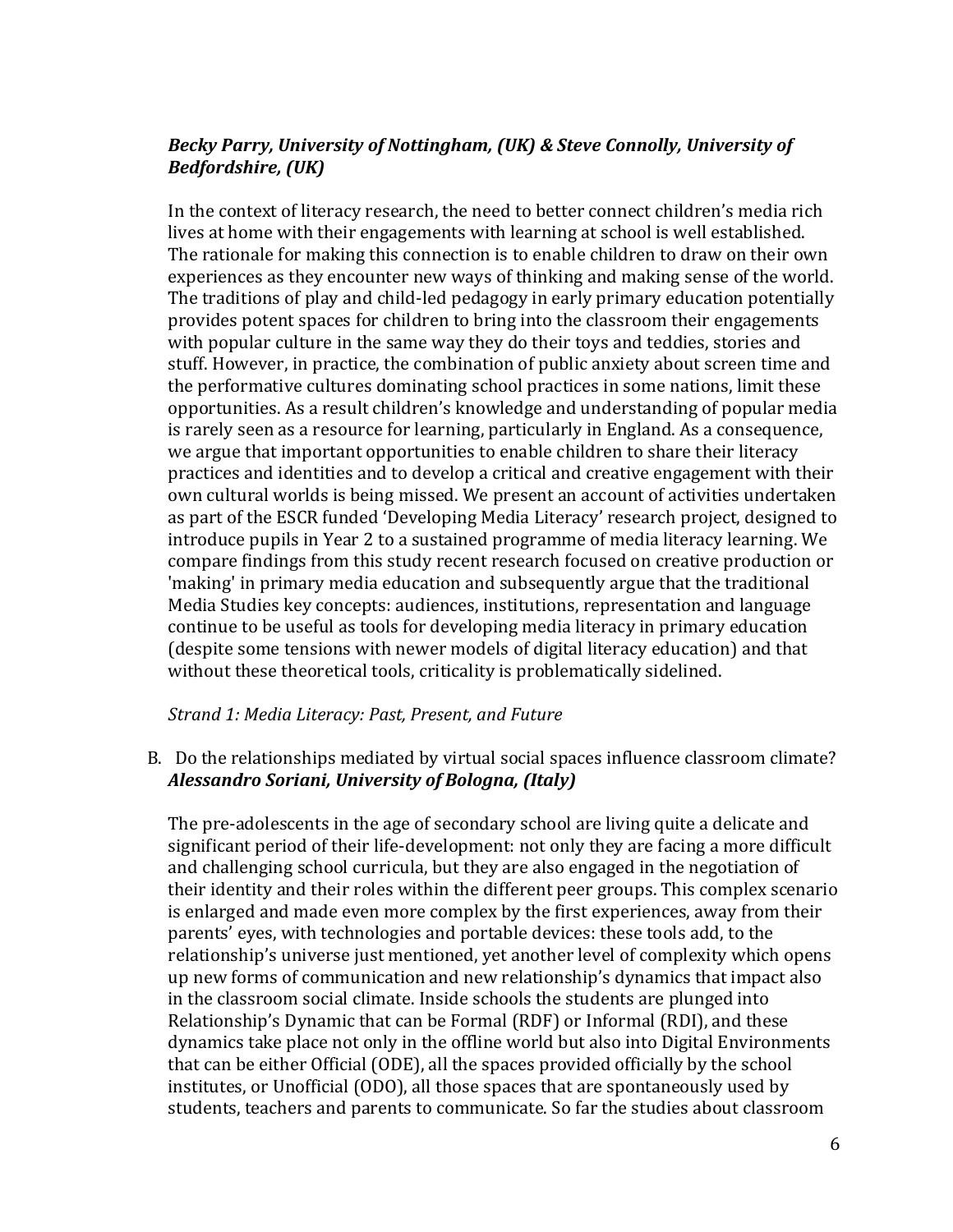***Becky Parry, University of Nottingham, (UK) & Steve Connolly, University of Bedfordshire, (UK)***

In the context of literacy research, the need to better connect children's media rich lives at home with their engagements with learning at school is well established. The rationale for making this connection is to enable children to draw on their own experiences as they encounter new ways of thinking and making sense of the world. The traditions of play and child-led pedagogy in early primary education potentially provides potent spaces for children to bring into the classroom their engagements with popular culture in the same way they do their toys and teddies, stories and stuff. However, in practice, the combination of public anxiety about screen time and the performative cultures dominating school practices in some nations, limit these opportunities. As a result children's knowledge and understanding of popular media is rarely seen as a resource for learning, particularly in England. As a consequence, we argue that important opportunities to enable children to share their literacy practices and identities and to develop a critical and creative engagement with their own cultural worlds is being missed. We present an account of activities undertaken as part of the ESCR funded 'Developing Media Literacy' research project, designed to introduce pupils in Year 2 to a sustained programme of media literacy learning. We compare findings from this study recent research focused on creative production or 'making' in primary media education and subsequently argue that the traditional Media Studies key concepts: audiences, institutions, representation and language continue to be useful as tools for developing media literacy in primary education (despite some tensions with newer models of digital literacy education) and that without these theoretical tools, criticality is problematically sidelined.

*Strand 1: Media Literacy: Past, Present, and Future*

B. Do the relationships mediated by virtual social spaces influence classroom climate?
***Alessandro Soriani, University of Bologna, (Italy)***

The pre-adolescents in the age of secondary school are living quite a delicate and significant period of their life-development: not only they are facing a more difficult and challenging school curricula, but they are also engaged in the negotiation of their identity and their roles within the different peer groups. This complex scenario is enlarged and made even more complex by the first experiences, away from their parents' eyes, with technologies and portable devices: these tools add, to the relationship's universe just mentioned, yet another level of complexity which opens up new forms of communication and new relationship's dynamics that impact also in the classroom social climate. Inside schools the students are plunged into Relationship's Dynamic that can be Formal (RDF) or Informal (RDI), and these dynamics take place not only in the offline world but also into Digital Environments that can be either Official (ODE), all the spaces provided officially by the school institutes, or Unofficial (ODO), all those spaces that are spontaneously used by students, teachers and parents to communicate. So far the studies about classroom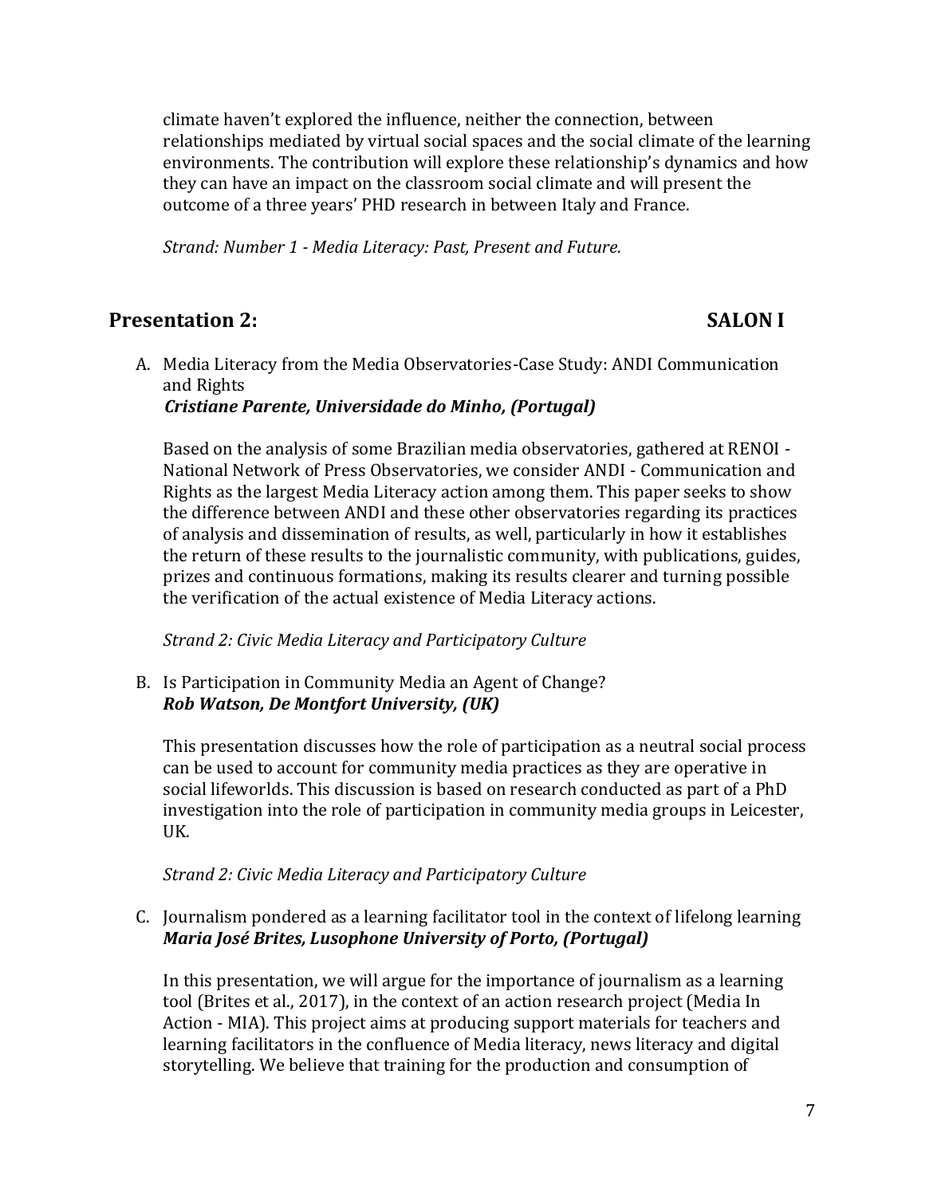climate haven't explored the influence, neither the connection, between relationships mediated by virtual social spaces and the social climate of the learning environments. The contribution will explore these relationship's dynamics and how they can have an impact on the classroom social climate and will present the outcome of a three years' PHD research in between Italy and France.

*Strand: Number 1 - Media Literacy: Past, Present and Future.*

## Presentation 2: SALON I

A. Media Literacy from the Media Observatories-Case Study: ANDI Communication and Rights
***Cristiane Parente, Universidade do Minho, (Portugal)***

Based on the analysis of some Brazilian media observatories, gathered at RENOI - National Network of Press Observatories, we consider ANDI - Communication and Rights as the largest Media Literacy action among them. This paper seeks to show the difference between ANDI and these other observatories regarding its practices of analysis and dissemination of results, as well, particularly in how it establishes the return of these results to the journalistic community, with publications, guides, prizes and continuous formations, making its results clearer and turning possible the verification of the actual existence of Media Literacy actions.

*Strand 2: Civic Media Literacy and Participatory Culture*

B. Is Participation in Community Media an Agent of Change?
***Rob Watson, De Montfort University, (UK)***

This presentation discusses how the role of participation as a neutral social process can be used to account for community media practices as they are operative in social lifeworlds. This discussion is based on research conducted as part of a PhD investigation into the role of participation in community media groups in Leicester, UK.

*Strand 2: Civic Media Literacy and Participatory Culture*

C. Journalism pondered as a learning facilitator tool in the context of lifelong learning
***Maria José Brites, Lusophone University of Porto, (Portugal)***

In this presentation, we will argue for the importance of journalism as a learning tool (Brites et al., 2017), in the context of an action research project (Media In Action - MIA). This project aims at producing support materials for teachers and learning facilitators in the confluence of Media literacy, news literacy and digital storytelling. We believe that training for the production and consumption of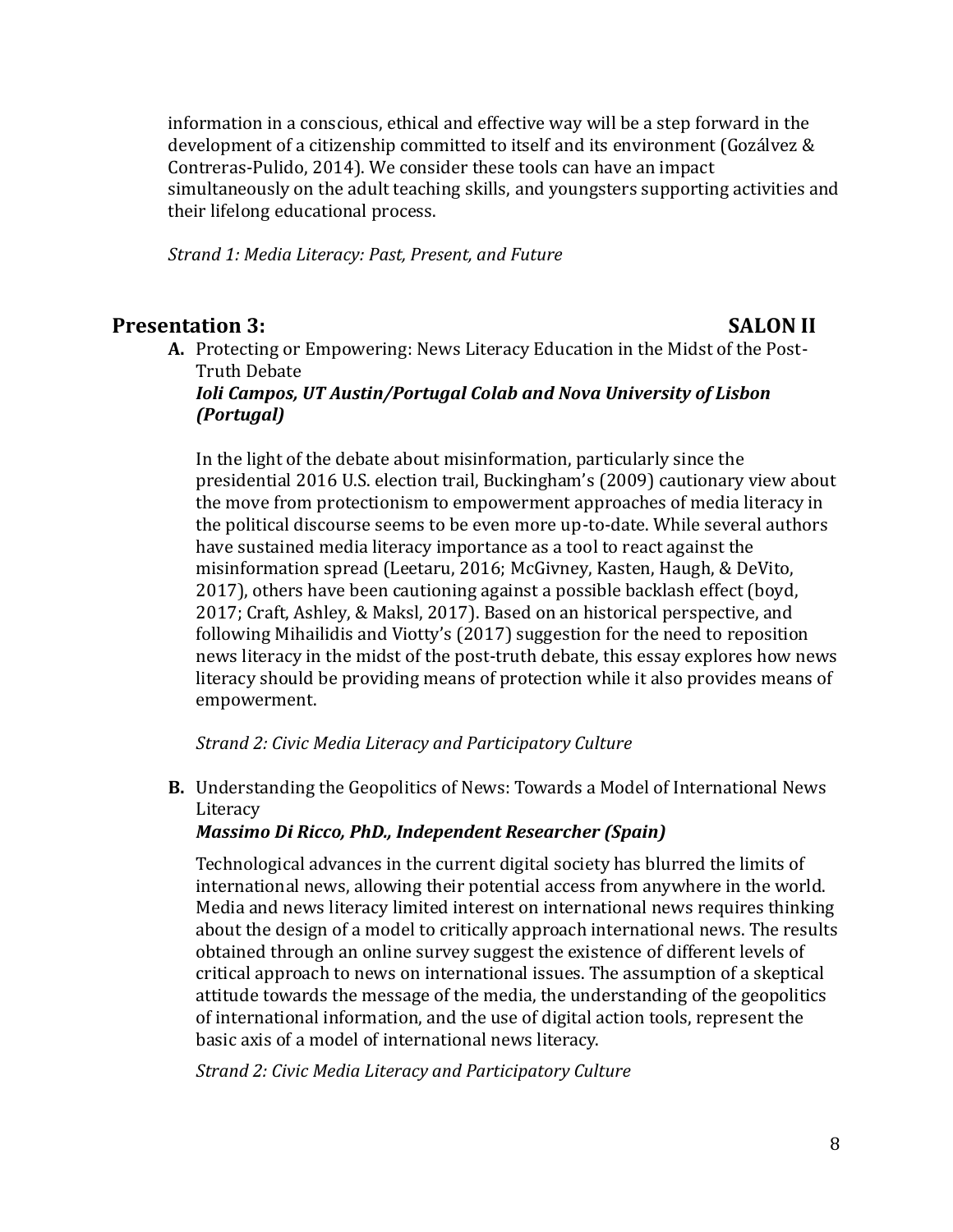information in a conscious, ethical and effective way will be a step forward in the development of a citizenship committed to itself and its environment (Gozálvez & Contreras-Pulido, 2014). We consider these tools can have an impact simultaneously on the adult teaching skills, and youngsters supporting activities and their lifelong educational process.

*Strand 1: Media Literacy: Past, Present, and Future*

## Presentation 3: SALON II

**A.** Protecting or Empowering: News Literacy Education in the Midst of the Post-Truth Debate
***Ioli Campos, UT Austin/Portugal Colab and Nova University of Lisbon (Portugal)***

In the light of the debate about misinformation, particularly since the presidential 2016 U.S. election trail, Buckingham's (2009) cautionary view about the move from protectionism to empowerment approaches of media literacy in the political discourse seems to be even more up-to-date. While several authors have sustained media literacy importance as a tool to react against the misinformation spread (Leetaru, 2016; McGivney, Kasten, Haugh, & DeVito, 2017), others have been cautioning against a possible backlash effect (boyd, 2017; Craft, Ashley, & Maksl, 2017). Based on an historical perspective, and following Mihailidis and Viotty's (2017) suggestion for the need to reposition news literacy in the midst of the post-truth debate, this essay explores how news literacy should be providing means of protection while it also provides means of empowerment.

*Strand 2: Civic Media Literacy and Participatory Culture*

**B.** Understanding the Geopolitics of News: Towards a Model of International News Literacy
***Massimo Di Ricco, PhD., Independent Researcher (Spain)***

Technological advances in the current digital society has blurred the limits of international news, allowing their potential access from anywhere in the world. Media and news literacy limited interest on international news requires thinking about the design of a model to critically approach international news. The results obtained through an online survey suggest the existence of different levels of critical approach to news on international issues. The assumption of a skeptical attitude towards the message of the media, the understanding of the geopolitics of international information, and the use of digital action tools, represent the basic axis of a model of international news literacy.

*Strand 2: Civic Media Literacy and Participatory Culture*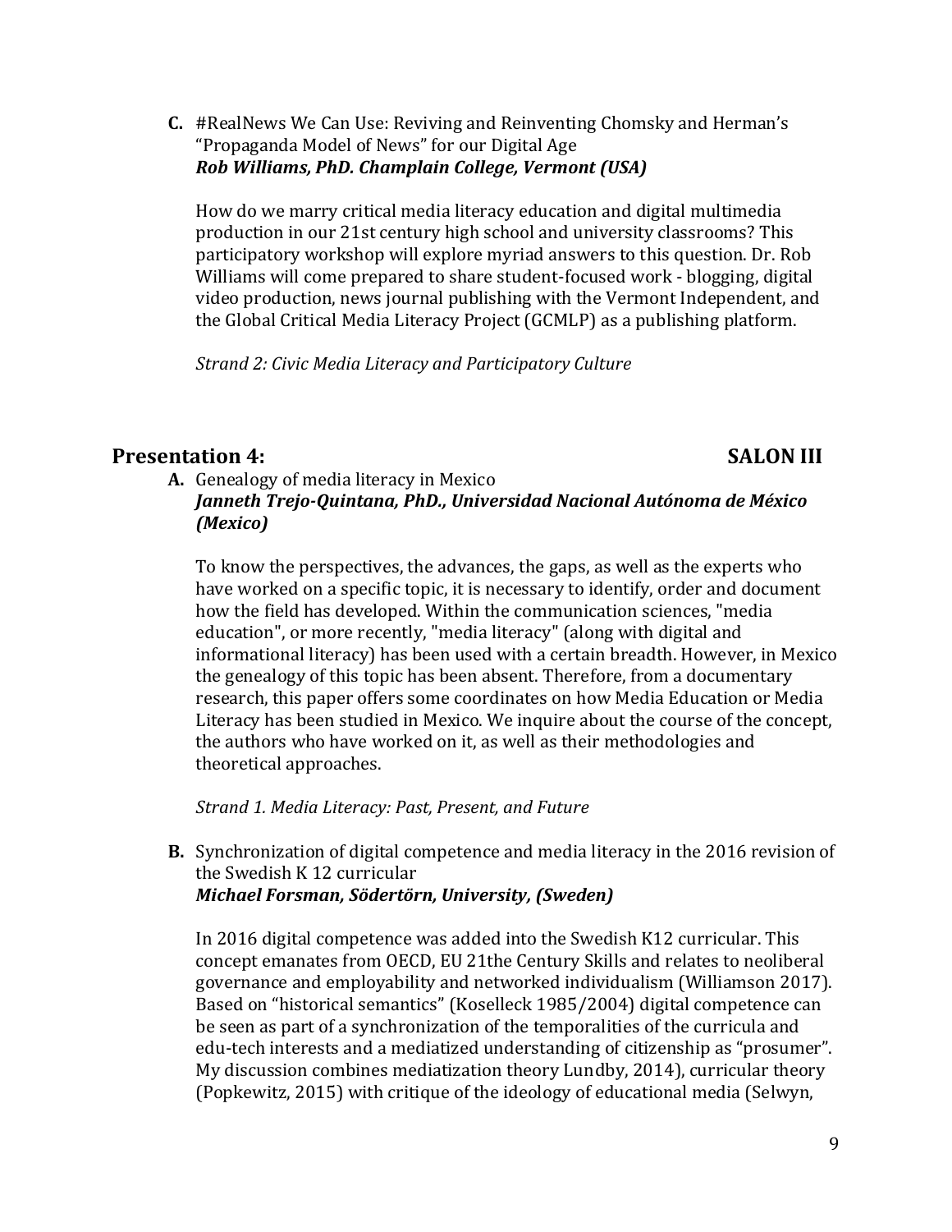**C.** #RealNews We Can Use: Reviving and Reinventing Chomsky and Herman's "Propaganda Model of News" for our Digital Age
***Rob Williams, PhD. Champlain College, Vermont (USA)***

How do we marry critical media literacy education and digital multimedia production in our 21st century high school and university classrooms? This participatory workshop will explore myriad answers to this question. Dr. Rob Williams will come prepared to share student-focused work - blogging, digital video production, news journal publishing with the Vermont Independent, and the Global Critical Media Literacy Project (GCMLP) as a publishing platform.

*Strand 2: Civic Media Literacy and Participatory Culture*

## Presentation 4: SALON III

**A.** Genealogy of media literacy in Mexico
***Janneth Trejo-Quintana, PhD., Universidad Nacional Autónoma de México (Mexico)***

To know the perspectives, the advances, the gaps, as well as the experts who have worked on a specific topic, it is necessary to identify, order and document how the field has developed. Within the communication sciences, "media education", or more recently, "media literacy" (along with digital and informational literacy) has been used with a certain breadth. However, in Mexico the genealogy of this topic has been absent. Therefore, from a documentary research, this paper offers some coordinates on how Media Education or Media Literacy has been studied in Mexico. We inquire about the course of the concept, the authors who have worked on it, as well as their methodologies and theoretical approaches.

*Strand 1. Media Literacy: Past, Present, and Future*

**B.** Synchronization of digital competence and media literacy in the 2016 revision of the Swedish K 12 curricular
***Michael Forsman, Södertörn, University, (Sweden)***

In 2016 digital competence was added into the Swedish K12 curricular. This concept emanates from OECD, EU 21the Century Skills and relates to neoliberal governance and employability and networked individualism (Williamson 2017). Based on "historical semantics" (Koselleck 1985/2004) digital competence can be seen as part of a synchronization of the temporalities of the curricula and edu-tech interests and a mediatized understanding of citizenship as "prosumer". My discussion combines mediatization theory Lundby, 2014), curricular theory (Popkewitz, 2015) with critique of the ideology of educational media (Selwyn,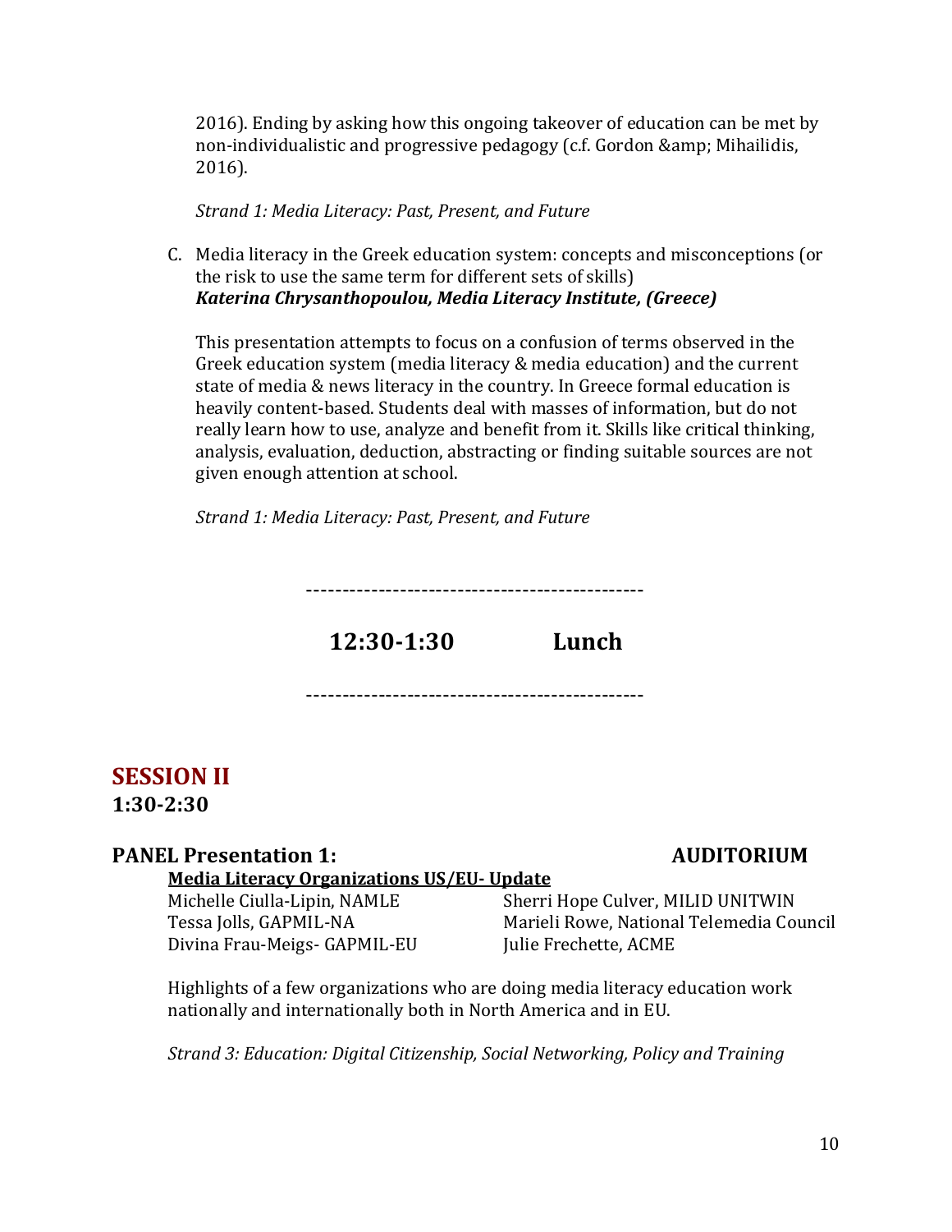2016). Ending by asking how this ongoing takeover of education can be met by non-individualistic and progressive pedagogy (c.f. Gordon &amp; Mihailidis, 2016).

*Strand 1: Media Literacy: Past, Present, and Future*

C. Media literacy in the Greek education system: concepts and misconceptions (or the risk to use the same term for different sets of skills)
***Katerina Chrysanthopoulou, Media Literacy Institute, (Greece)***

This presentation attempts to focus on a confusion of terms observed in the Greek education system (media literacy & media education) and the current state of media & news literacy in the country. In Greece formal education is heavily content-based. Students deal with masses of information, but do not really learn how to use, analyze and benefit from it. Skills like critical thinking, analysis, evaluation, deduction, abstracting or finding suitable sources are not given enough attention at school.

*Strand 1: Media Literacy: Past, Present, and Future*

-----------------------------------------------

**12:30-1:30 Lunch**

-----------------------------------------------

## SESSION II

**1:30-2:30**

### PANEL Presentation 1: AUDITORIUM

**Media Literacy Organizations US/EU- Update**

Michelle Ciulla-Lipin, NAMLE
Tessa Jolls, GAPMIL-NA
Divina Frau-Meigs- GAPMIL-EU
Sherri Hope Culver, MILID UNITWIN
Marieli Rowe, National Telemedia Council
Julie Frechette, ACME

Highlights of a few organizations who are doing media literacy education work nationally and internationally both in North America and in EU.

*Strand 3: Education: Digital Citizenship, Social Networking, Policy and Training*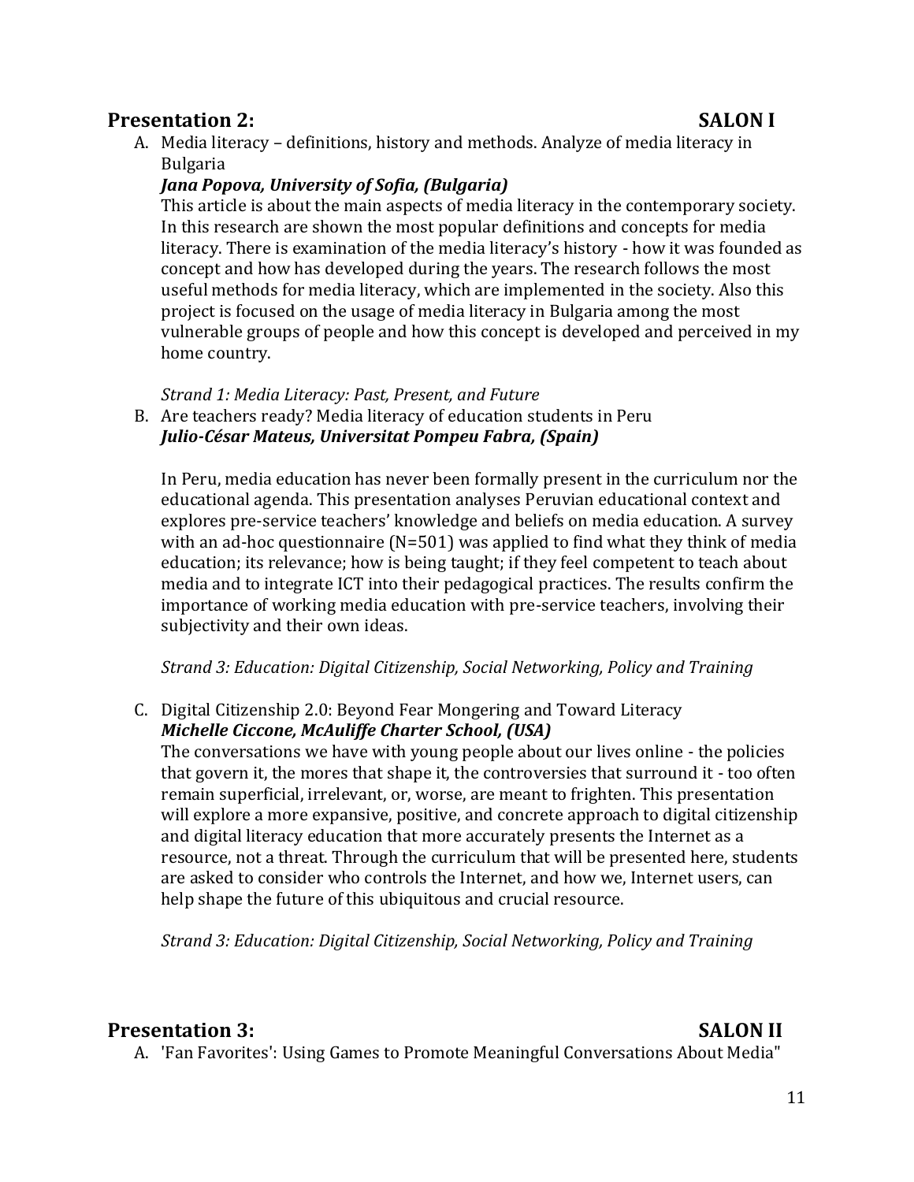## Presentation 2: SALON I

A. Media literacy – definitions, history and methods. Analyze of media literacy in Bulgaria
***Jana Popova, University of Sofia, (Bulgaria)***
This article is about the main aspects of media literacy in the contemporary society. In this research are shown the most popular definitions and concepts for media literacy. There is examination of the media literacy's history - how it was founded as concept and how has developed during the years. The research follows the most useful methods for media literacy, which are implemented in the society. Also this project is focused on the usage of media literacy in Bulgaria among the most vulnerable groups of people and how this concept is developed and perceived in my home country.

*Strand 1: Media Literacy: Past, Present, and Future*

B. Are teachers ready? Media literacy of education students in Peru
***Julio-César Mateus, Universitat Pompeu Fabra, (Spain)***

In Peru, media education has never been formally present in the curriculum nor the educational agenda. This presentation analyses Peruvian educational context and explores pre-service teachers' knowledge and beliefs on media education. A survey with an ad-hoc questionnaire (N=501) was applied to find what they think of media education; its relevance; how is being taught; if they feel competent to teach about media and to integrate ICT into their pedagogical practices. The results confirm the importance of working media education with pre-service teachers, involving their subjectivity and their own ideas.

*Strand 3: Education: Digital Citizenship, Social Networking, Policy and Training*

C. Digital Citizenship 2.0: Beyond Fear Mongering and Toward Literacy
***Michelle Ciccone, McAuliffe Charter School, (USA)***
The conversations we have with young people about our lives online - the policies that govern it, the mores that shape it, the controversies that surround it - too often remain superficial, irrelevant, or, worse, are meant to frighten. This presentation will explore a more expansive, positive, and concrete approach to digital citizenship and digital literacy education that more accurately presents the Internet as a resource, not a threat. Through the curriculum that will be presented here, students are asked to consider who controls the Internet, and how we, Internet users, can help shape the future of this ubiquitous and crucial resource.

*Strand 3: Education: Digital Citizenship, Social Networking, Policy and Training*

## Presentation 3: SALON II

A. 'Fan Favorites': Using Games to Promote Meaningful Conversations About Media"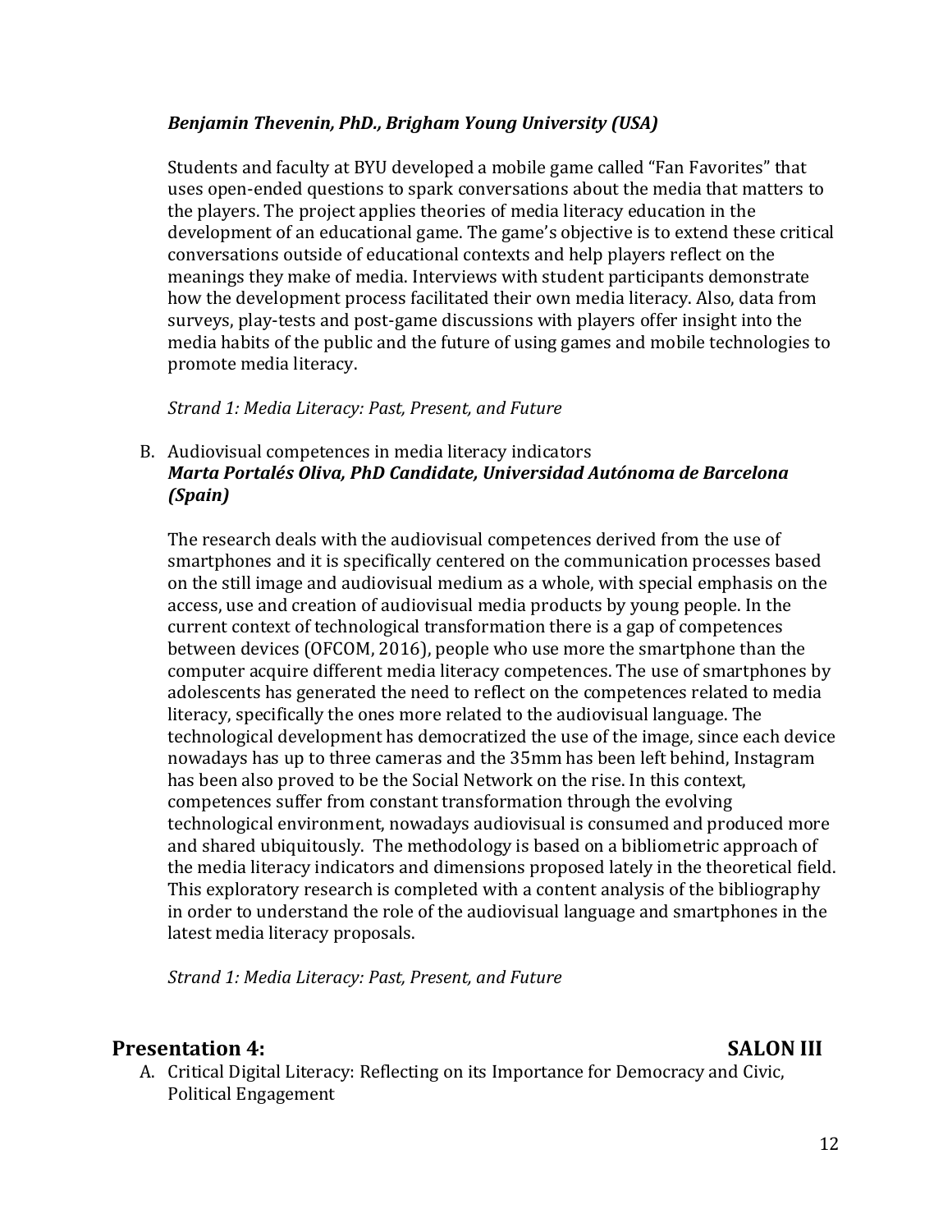***Benjamin Thevenin, PhD., Brigham Young University (USA)***

Students and faculty at BYU developed a mobile game called "Fan Favorites" that uses open-ended questions to spark conversations about the media that matters to the players. The project applies theories of media literacy education in the development of an educational game. The game's objective is to extend these critical conversations outside of educational contexts and help players reflect on the meanings they make of media. Interviews with student participants demonstrate how the development process facilitated their own media literacy. Also, data from surveys, play-tests and post-game discussions with players offer insight into the media habits of the public and the future of using games and mobile technologies to promote media literacy.

*Strand 1: Media Literacy: Past, Present, and Future*

B. Audiovisual competences in media literacy indicators
***Marta Portalés Oliva, PhD Candidate, Universidad Autónoma de Barcelona (Spain)***

The research deals with the audiovisual competences derived from the use of smartphones and it is specifically centered on the communication processes based on the still image and audiovisual medium as a whole, with special emphasis on the access, use and creation of audiovisual media products by young people. In the current context of technological transformation there is a gap of competences between devices (OFCOM, 2016), people who use more the smartphone than the computer acquire different media literacy competences. The use of smartphones by adolescents has generated the need to reflect on the competences related to media literacy, specifically the ones more related to the audiovisual language. The technological development has democratized the use of the image, since each device nowadays has up to three cameras and the 35mm has been left behind, Instagram has been also proved to be the Social Network on the rise. In this context, competences suffer from constant transformation through the evolving technological environment, nowadays audiovisual is consumed and produced more and shared ubiquitously. The methodology is based on a bibliometric approach of the media literacy indicators and dimensions proposed lately in the theoretical field. This exploratory research is completed with a content analysis of the bibliography in order to understand the role of the audiovisual language and smartphones in the latest media literacy proposals.

*Strand 1: Media Literacy: Past, Present, and Future*

## Presentation 4: SALON III

A. Critical Digital Literacy: Reflecting on its Importance for Democracy and Civic, Political Engagement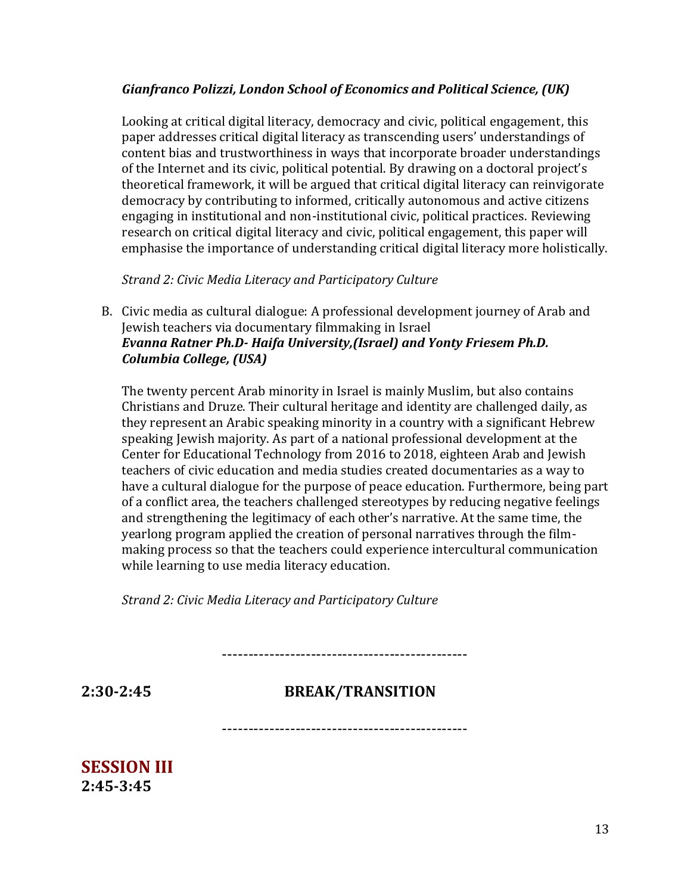***Gianfranco Polizzi, London School of Economics and Political Science, (UK)***

Looking at critical digital literacy, democracy and civic, political engagement, this paper addresses critical digital literacy as transcending users' understandings of content bias and trustworthiness in ways that incorporate broader understandings of the Internet and its civic, political potential. By drawing on a doctoral project's theoretical framework, it will be argued that critical digital literacy can reinvigorate democracy by contributing to informed, critically autonomous and active citizens engaging in institutional and non-institutional civic, political practices. Reviewing research on critical digital literacy and civic, political engagement, this paper will emphasise the importance of understanding critical digital literacy more holistically.

*Strand 2: Civic Media Literacy and Participatory Culture*

B. Civic media as cultural dialogue: A professional development journey of Arab and Jewish teachers via documentary filmmaking in Israel
***Evanna Ratner Ph.D- Haifa University,(Israel) and Yonty Friesem Ph.D. Columbia College, (USA)***

The twenty percent Arab minority in Israel is mainly Muslim, but also contains Christians and Druze. Their cultural heritage and identity are challenged daily, as they represent an Arabic speaking minority in a country with a significant Hebrew speaking Jewish majority. As part of a national professional development at the Center for Educational Technology from 2016 to 2018, eighteen Arab and Jewish teachers of civic education and media studies created documentaries as a way to have a cultural dialogue for the purpose of peace education. Furthermore, being part of a conflict area, the teachers challenged stereotypes by reducing negative feelings and strengthening the legitimacy of each other's narrative. At the same time, the yearlong program applied the creation of personal narratives through the film-making process so that the teachers could experience intercultural communication while learning to use media literacy education.

*Strand 2: Civic Media Literacy and Participatory Culture*

-----------------------------------------------

**2:30-2:45 BREAK/TRANSITION**

-----------------------------------------------

## SESSION III
**2:45-3:45**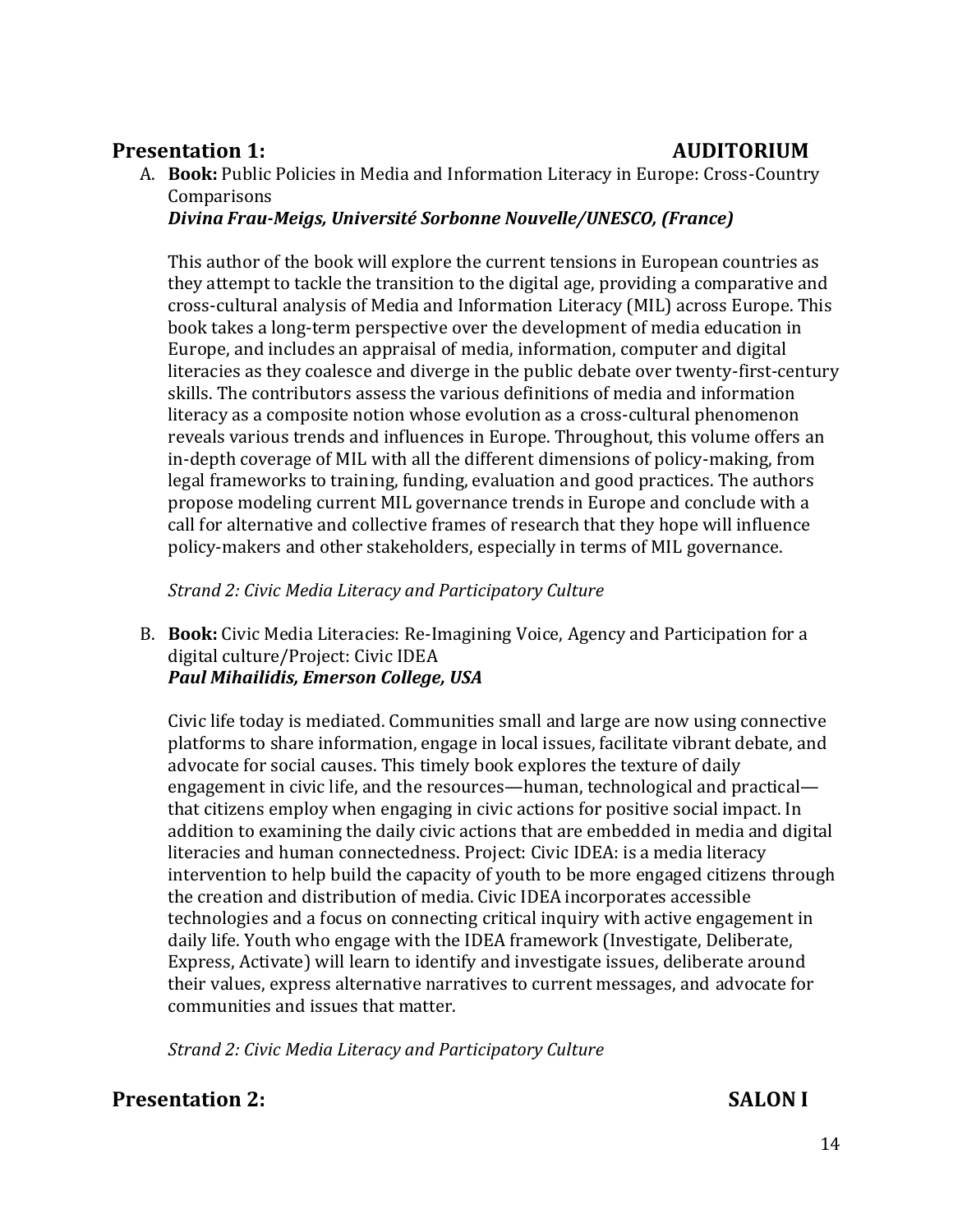## Presentation 1: AUDITORIUM

A. **Book:** Public Policies in Media and Information Literacy in Europe: Cross-Country Comparisons
***Divina Frau-Meigs, Université Sorbonne Nouvelle/UNESCO, (France)***

This author of the book will explore the current tensions in European countries as they attempt to tackle the transition to the digital age, providing a comparative and cross-cultural analysis of Media and Information Literacy (MIL) across Europe. This book takes a long-term perspective over the development of media education in Europe, and includes an appraisal of media, information, computer and digital literacies as they coalesce and diverge in the public debate over twenty-first-century skills. The contributors assess the various definitions of media and information literacy as a composite notion whose evolution as a cross-cultural phenomenon reveals various trends and influences in Europe. Throughout, this volume offers an in-depth coverage of MIL with all the different dimensions of policy-making, from legal frameworks to training, funding, evaluation and good practices. The authors propose modeling current MIL governance trends in Europe and conclude with a call for alternative and collective frames of research that they hope will influence policy-makers and other stakeholders, especially in terms of MIL governance.

*Strand 2: Civic Media Literacy and Participatory Culture*

B. **Book:** Civic Media Literacies: Re-Imagining Voice, Agency and Participation for a digital culture/Project: Civic IDEA
***Paul Mihailidis, Emerson College, USA***

Civic life today is mediated. Communities small and large are now using connective platforms to share information, engage in local issues, facilitate vibrant debate, and advocate for social causes. This timely book explores the texture of daily engagement in civic life, and the resources—human, technological and practical—that citizens employ when engaging in civic actions for positive social impact. In addition to examining the daily civic actions that are embedded in media and digital literacies and human connectedness. Project: Civic IDEA: is a media literacy intervention to help build the capacity of youth to be more engaged citizens through the creation and distribution of media. Civic IDEA incorporates accessible technologies and a focus on connecting critical inquiry with active engagement in daily life. Youth who engage with the IDEA framework (Investigate, Deliberate, Express, Activate) will learn to identify and investigate issues, deliberate around their values, express alternative narratives to current messages, and advocate for communities and issues that matter.

*Strand 2: Civic Media Literacy and Participatory Culture*

## Presentation 2: SALON I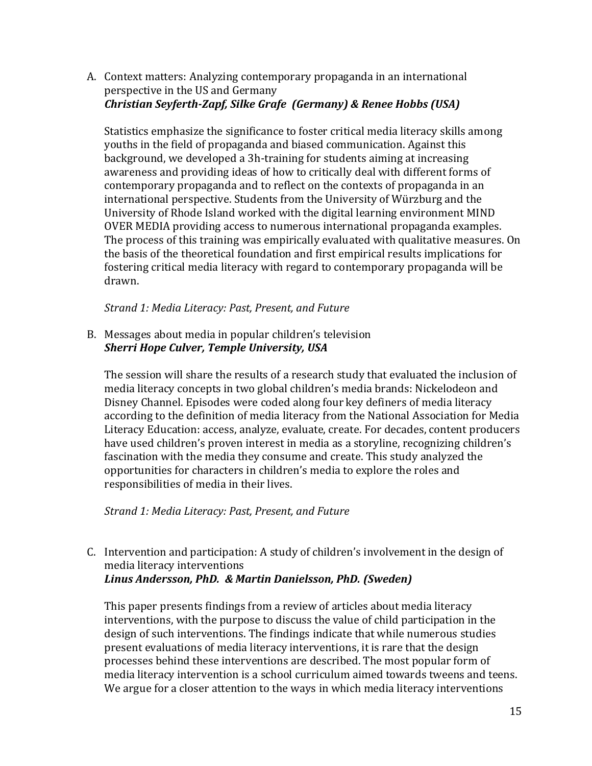A. Context matters: Analyzing contemporary propaganda in an international perspective in the US and Germany
***Christian Seyferth-Zapf, Silke Grafe (Germany) & Renee Hobbs (USA)***

Statistics emphasize the significance to foster critical media literacy skills among youths in the field of propaganda and biased communication. Against this background, we developed a 3h-training for students aiming at increasing awareness and providing ideas of how to critically deal with different forms of contemporary propaganda and to reflect on the contexts of propaganda in an international perspective. Students from the University of Würzburg and the University of Rhode Island worked with the digital learning environment MIND OVER MEDIA providing access to numerous international propaganda examples. The process of this training was empirically evaluated with qualitative measures. On the basis of the theoretical foundation and first empirical results implications for fostering critical media literacy with regard to contemporary propaganda will be drawn.

*Strand 1: Media Literacy: Past, Present, and Future*

B. Messages about media in popular children's television
***Sherri Hope Culver, Temple University, USA***

The session will share the results of a research study that evaluated the inclusion of media literacy concepts in two global children's media brands: Nickelodeon and Disney Channel. Episodes were coded along four key definers of media literacy according to the definition of media literacy from the National Association for Media Literacy Education: access, analyze, evaluate, create. For decades, content producers have used children's proven interest in media as a storyline, recognizing children's fascination with the media they consume and create. This study analyzed the opportunities for characters in children's media to explore the roles and responsibilities of media in their lives.

*Strand 1: Media Literacy: Past, Present, and Future*

C. Intervention and participation: A study of children's involvement in the design of media literacy interventions
***Linus Andersson, PhD. & Martin Danielsson, PhD. (Sweden)***

This paper presents findings from a review of articles about media literacy interventions, with the purpose to discuss the value of child participation in the design of such interventions. The findings indicate that while numerous studies present evaluations of media literacy interventions, it is rare that the design processes behind these interventions are described. The most popular form of media literacy intervention is a school curriculum aimed towards tweens and teens. We argue for a closer attention to the ways in which media literacy interventions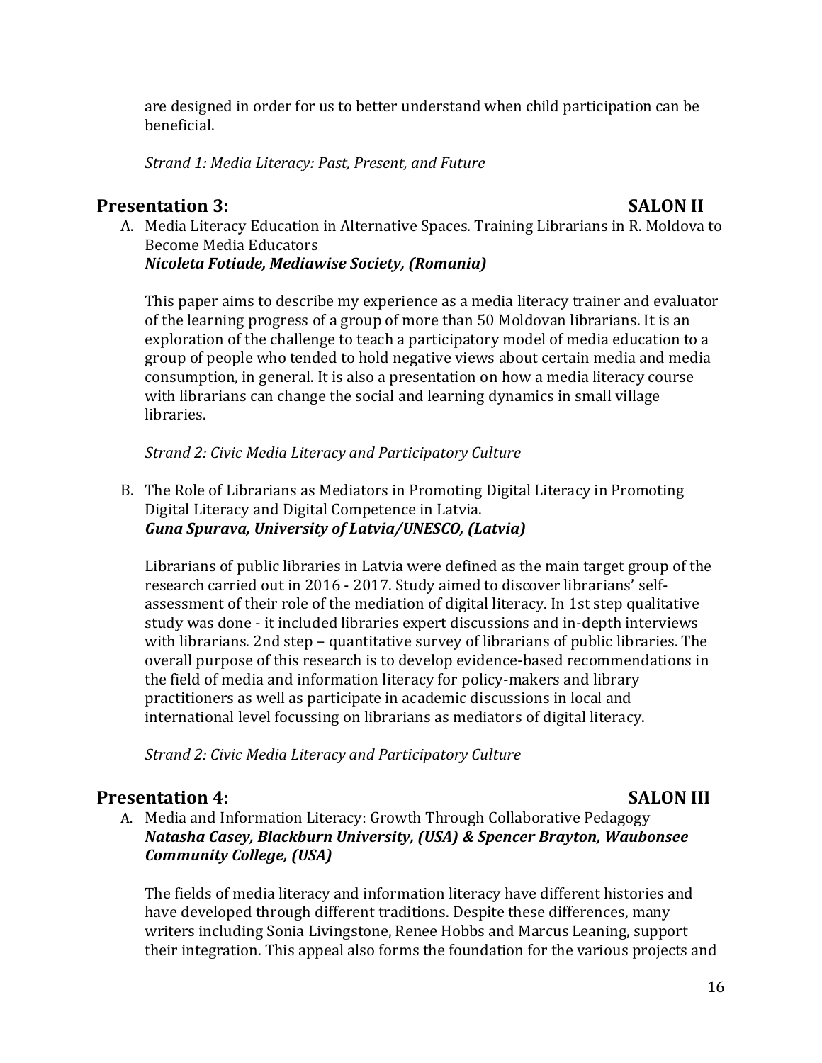are designed in order for us to better understand when child participation can be beneficial.

*Strand 1: Media Literacy: Past, Present, and Future*

## Presentation 3: SALON II

A. Media Literacy Education in Alternative Spaces. Training Librarians in R. Moldova to Become Media Educators
***Nicoleta Fotiade, Mediawise Society, (Romania)***

This paper aims to describe my experience as a media literacy trainer and evaluator of the learning progress of a group of more than 50 Moldovan librarians. It is an exploration of the challenge to teach a participatory model of media education to a group of people who tended to hold negative views about certain media and media consumption, in general. It is also a presentation on how a media literacy course with librarians can change the social and learning dynamics in small village libraries.

*Strand 2: Civic Media Literacy and Participatory Culture*

B. The Role of Librarians as Mediators in Promoting Digital Literacy in Promoting Digital Literacy and Digital Competence in Latvia.
***Guna Spurava, University of Latvia/UNESCO, (Latvia)***

Librarians of public libraries in Latvia were defined as the main target group of the research carried out in 2016 - 2017. Study aimed to discover librarians' self-assessment of their role of the mediation of digital literacy. In 1st step qualitative study was done - it included libraries expert discussions and in-depth interviews with librarians. 2nd step – quantitative survey of librarians of public libraries. The overall purpose of this research is to develop evidence-based recommendations in the field of media and information literacy for policy-makers and library practitioners as well as participate in academic discussions in local and international level focussing on librarians as mediators of digital literacy.

*Strand 2: Civic Media Literacy and Participatory Culture*

## Presentation 4: SALON III

A. Media and Information Literacy: Growth Through Collaborative Pedagogy
***Natasha Casey, Blackburn University, (USA) & Spencer Brayton, Waubonsee Community College, (USA)***

The fields of media literacy and information literacy have different histories and have developed through different traditions. Despite these differences, many writers including Sonia Livingstone, Renee Hobbs and Marcus Leaning, support their integration. This appeal also forms the foundation for the various projects and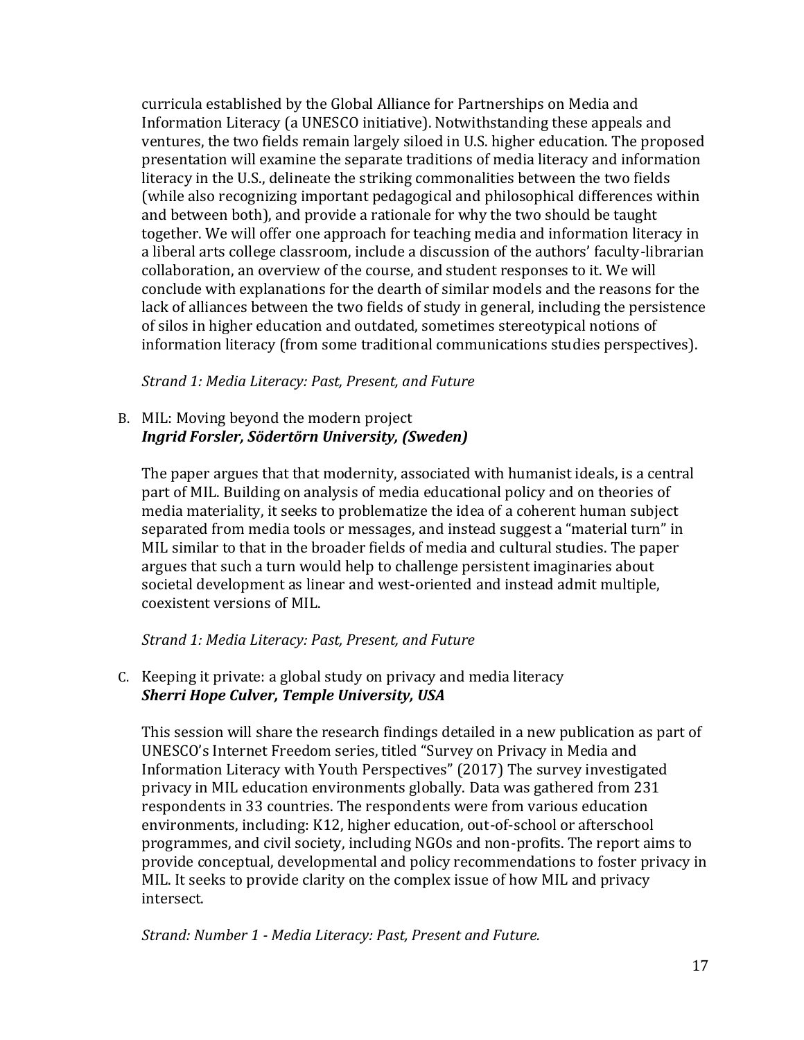curricula established by the Global Alliance for Partnerships on Media and Information Literacy (a UNESCO initiative). Notwithstanding these appeals and ventures, the two fields remain largely siloed in U.S. higher education. The proposed presentation will examine the separate traditions of media literacy and information literacy in the U.S., delineate the striking commonalities between the two fields (while also recognizing important pedagogical and philosophical differences within and between both), and provide a rationale for why the two should be taught together. We will offer one approach for teaching media and information literacy in a liberal arts college classroom, include a discussion of the authors' faculty-librarian collaboration, an overview of the course, and student responses to it. We will conclude with explanations for the dearth of similar models and the reasons for the lack of alliances between the two fields of study in general, including the persistence of silos in higher education and outdated, sometimes stereotypical notions of information literacy (from some traditional communications studies perspectives).

*Strand 1: Media Literacy: Past, Present, and Future*

B. MIL: Moving beyond the modern project
***Ingrid Forsler, Södertörn University, (Sweden)***

The paper argues that that modernity, associated with humanist ideals, is a central part of MIL. Building on analysis of media educational policy and on theories of media materiality, it seeks to problematize the idea of a coherent human subject separated from media tools or messages, and instead suggest a "material turn" in MIL similar to that in the broader fields of media and cultural studies. The paper argues that such a turn would help to challenge persistent imaginaries about societal development as linear and west-oriented and instead admit multiple, coexistent versions of MIL.

*Strand 1: Media Literacy: Past, Present, and Future*

C. Keeping it private: a global study on privacy and media literacy
***Sherri Hope Culver, Temple University, USA***

This session will share the research findings detailed in a new publication as part of UNESCO's Internet Freedom series, titled "Survey on Privacy in Media and Information Literacy with Youth Perspectives" (2017) The survey investigated privacy in MIL education environments globally. Data was gathered from 231 respondents in 33 countries. The respondents were from various education environments, including: K12, higher education, out-of-school or afterschool programmes, and civil society, including NGOs and non-profits. The report aims to provide conceptual, developmental and policy recommendations to foster privacy in MIL. It seeks to provide clarity on the complex issue of how MIL and privacy intersect.

*Strand: Number 1 - Media Literacy: Past, Present and Future.*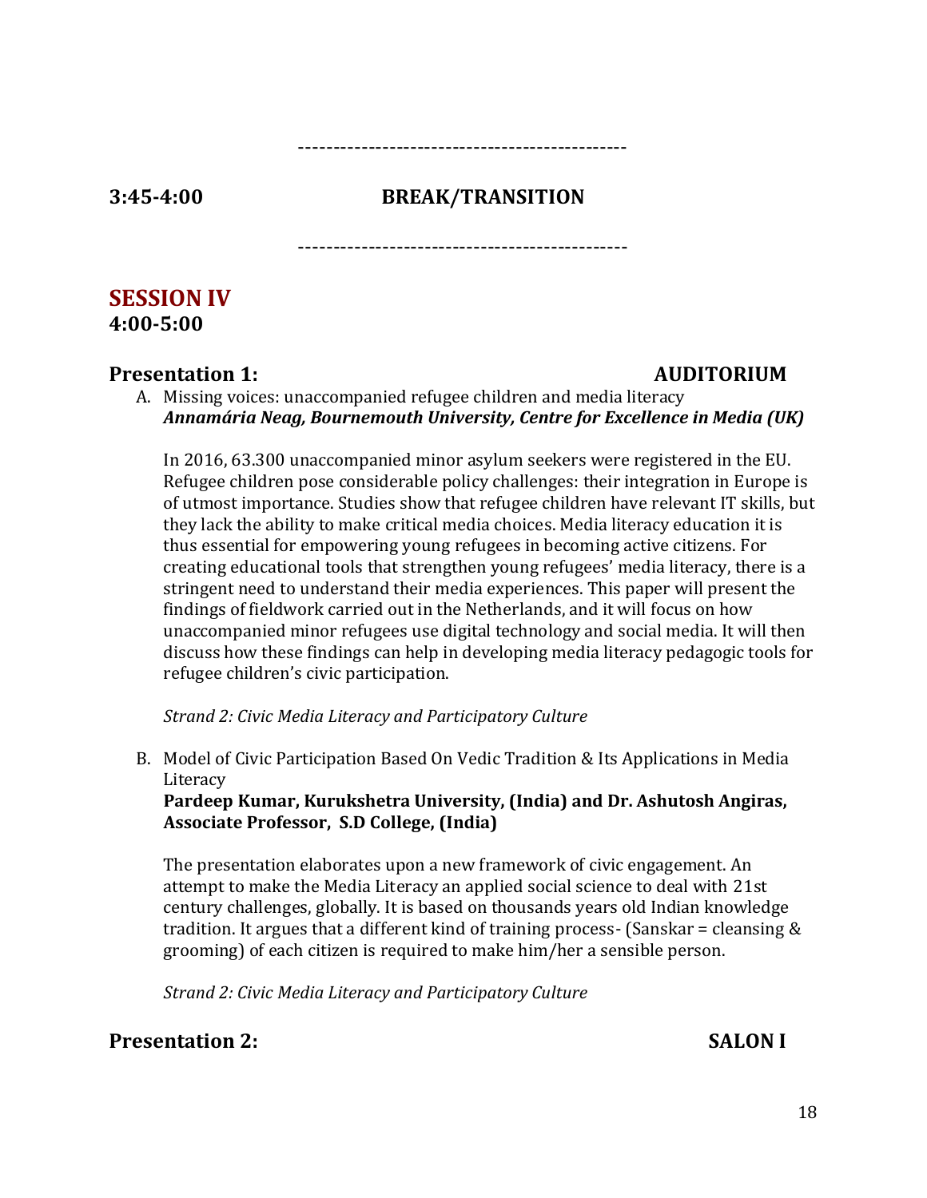----------------------------------------------

**3:45-4:00 BREAK/TRANSITION**

----------------------------------------------

## SESSION IV

**4:00-5:00**

### Presentation 1: AUDITORIUM

A. Missing voices: unaccompanied refugee children and media literacy
***Annamária Neag, Bournemouth University, Centre for Excellence in Media (UK)***

In 2016, 63.300 unaccompanied minor asylum seekers were registered in the EU. Refugee children pose considerable policy challenges: their integration in Europe is of utmost importance. Studies show that refugee children have relevant IT skills, but they lack the ability to make critical media choices. Media literacy education it is thus essential for empowering young refugees in becoming active citizens. For creating educational tools that strengthen young refugees' media literacy, there is a stringent need to understand their media experiences. This paper will present the findings of fieldwork carried out in the Netherlands, and it will focus on how unaccompanied minor refugees use digital technology and social media. It will then discuss how these findings can help in developing media literacy pedagogic tools for refugee children's civic participation.

*Strand 2: Civic Media Literacy and Participatory Culture*

B. Model of Civic Participation Based On Vedic Tradition & Its Applications in Media Literacy
**Pardeep Kumar, Kurukshetra University, (India) and Dr. Ashutosh Angiras, Associate Professor, S.D College, (India)**

The presentation elaborates upon a new framework of civic engagement. An attempt to make the Media Literacy an applied social science to deal with 21st century challenges, globally. It is based on thousands years old Indian knowledge tradition. It argues that a different kind of training process- (Sanskar = cleansing & grooming) of each citizen is required to make him/her a sensible person.

*Strand 2: Civic Media Literacy and Participatory Culture*

### Presentation 2: SALON I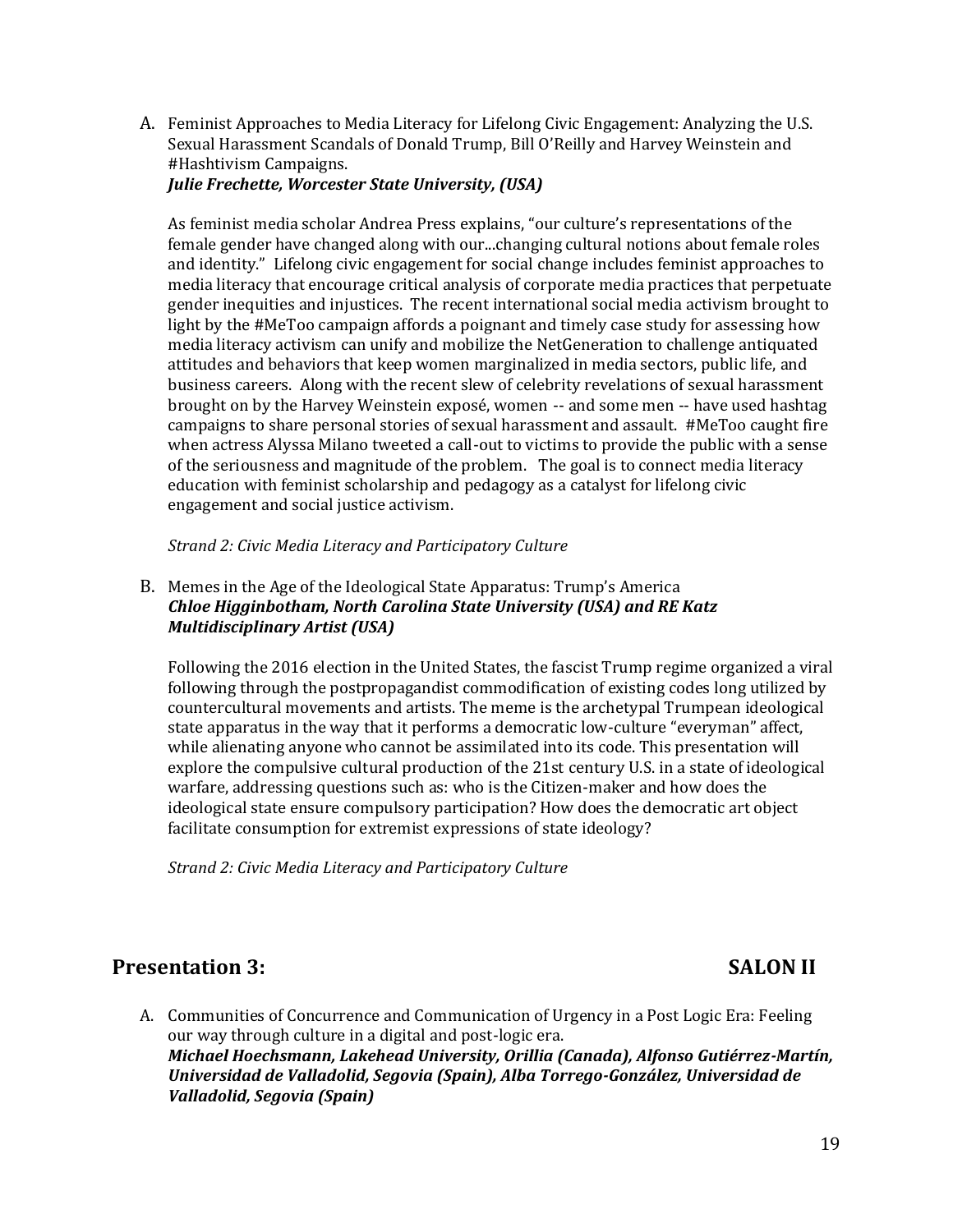A. Feminist Approaches to Media Literacy for Lifelong Civic Engagement: Analyzing the U.S. Sexual Harassment Scandals of Donald Trump, Bill O'Reilly and Harvey Weinstein and #Hashtivism Campaigns.
***Julie Frechette, Worcester State University, (USA)***

As feminist media scholar Andrea Press explains, "our culture's representations of the female gender have changed along with our...changing cultural notions about female roles and identity." Lifelong civic engagement for social change includes feminist approaches to media literacy that encourage critical analysis of corporate media practices that perpetuate gender inequities and injustices. The recent international social media activism brought to light by the #MeToo campaign affords a poignant and timely case study for assessing how media literacy activism can unify and mobilize the NetGeneration to challenge antiquated attitudes and behaviors that keep women marginalized in media sectors, public life, and business careers. Along with the recent slew of celebrity revelations of sexual harassment brought on by the Harvey Weinstein exposé, women -- and some men -- have used hashtag campaigns to share personal stories of sexual harassment and assault. #MeToo caught fire when actress Alyssa Milano tweeted a call-out to victims to provide the public with a sense of the seriousness and magnitude of the problem. The goal is to connect media literacy education with feminist scholarship and pedagogy as a catalyst for lifelong civic engagement and social justice activism.

*Strand 2: Civic Media Literacy and Participatory Culture*

B. Memes in the Age of the Ideological State Apparatus: Trump's America
***Chloe Higginbotham, North Carolina State University (USA) and RE Katz Multidisciplinary Artist (USA)***

Following the 2016 election in the United States, the fascist Trump regime organized a viral following through the postpropagandist commodification of existing codes long utilized by countercultural movements and artists. The meme is the archetypal Trumpean ideological state apparatus in the way that it performs a democratic low-culture "everyman" affect, while alienating anyone who cannot be assimilated into its code. This presentation will explore the compulsive cultural production of the 21st century U.S. in a state of ideological warfare, addressing questions such as: who is the Citizen-maker and how does the ideological state ensure compulsory participation? How does the democratic art object facilitate consumption for extremist expressions of state ideology?

*Strand 2: Civic Media Literacy and Participatory Culture*

## Presentation 3: SALON II

A. Communities of Concurrence and Communication of Urgency in a Post Logic Era: Feeling our way through culture in a digital and post-logic era.
***Michael Hoechsmann, Lakehead University, Orillia (Canada), Alfonso Gutiérrez-Martín, Universidad de Valladolid, Segovia (Spain), Alba Torrego-González, Universidad de Valladolid, Segovia (Spain)***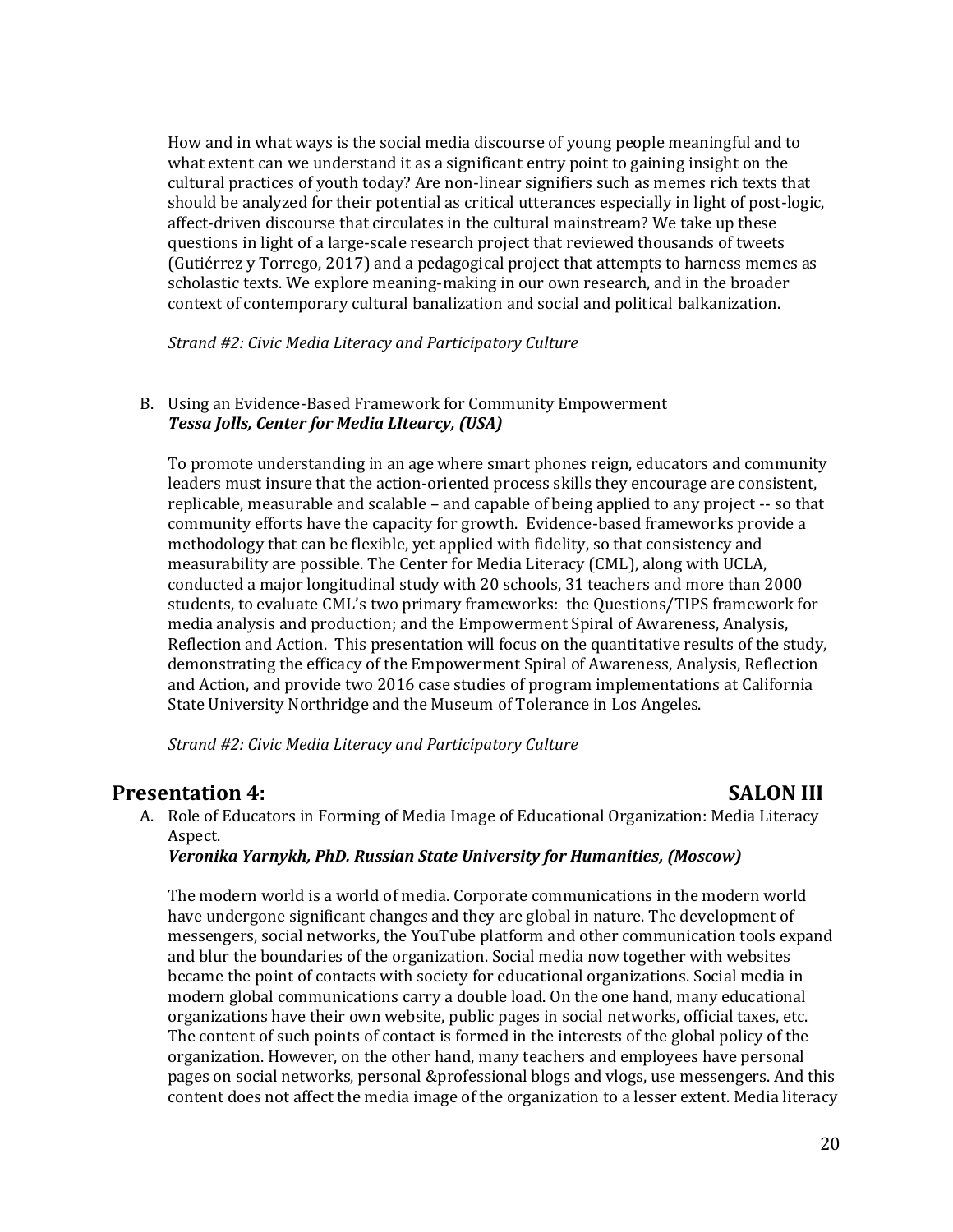How and in what ways is the social media discourse of young people meaningful and to what extent can we understand it as a significant entry point to gaining insight on the cultural practices of youth today? Are non-linear signifiers such as memes rich texts that should be analyzed for their potential as critical utterances especially in light of post-logic, affect-driven discourse that circulates in the cultural mainstream? We take up these questions in light of a large-scale research project that reviewed thousands of tweets (Gutiérrez y Torrego, 2017) and a pedagogical project that attempts to harness memes as scholastic texts. We explore meaning-making in our own research, and in the broader context of contemporary cultural banalization and social and political balkanization.

*Strand #2: Civic Media Literacy and Participatory Culture*

B. Using an Evidence-Based Framework for Community Empowerment
***Tessa Jolls, Center for Media LIteacry, (USA)***

To promote understanding in an age where smart phones reign, educators and community leaders must insure that the action-oriented process skills they encourage are consistent, replicable, measurable and scalable – and capable of being applied to any project -- so that community efforts have the capacity for growth. Evidence-based frameworks provide a methodology that can be flexible, yet applied with fidelity, so that consistency and measurability are possible. The Center for Media Literacy (CML), along with UCLA, conducted a major longitudinal study with 20 schools, 31 teachers and more than 2000 students, to evaluate CML's two primary frameworks: the Questions/TIPS framework for media analysis and production; and the Empowerment Spiral of Awareness, Analysis, Reflection and Action. This presentation will focus on the quantitative results of the study, demonstrating the efficacy of the Empowerment Spiral of Awareness, Analysis, Reflection and Action, and provide two 2016 case studies of program implementations at California State University Northridge and the Museum of Tolerance in Los Angeles.

*Strand #2: Civic Media Literacy and Participatory Culture*

## Presentation 4: SALON III

A. Role of Educators in Forming of Media Image of Educational Organization: Media Literacy Aspect.
***Veronika Yarnykh, PhD. Russian State University for Humanities, (Moscow)***

The modern world is a world of media. Corporate communications in the modern world have undergone significant changes and they are global in nature. The development of messengers, social networks, the YouTube platform and other communication tools expand and blur the boundaries of the organization. Social media now together with websites became the point of contacts with society for educational organizations. Social media in modern global communications carry a double load. On the one hand, many educational organizations have their own website, public pages in social networks, official taxes, etc. The content of such points of contact is formed in the interests of the global policy of the organization. However, on the other hand, many teachers and employees have personal pages on social networks, personal &professional blogs and vlogs, use messengers. And this content does not affect the media image of the organization to a lesser extent. Media literacy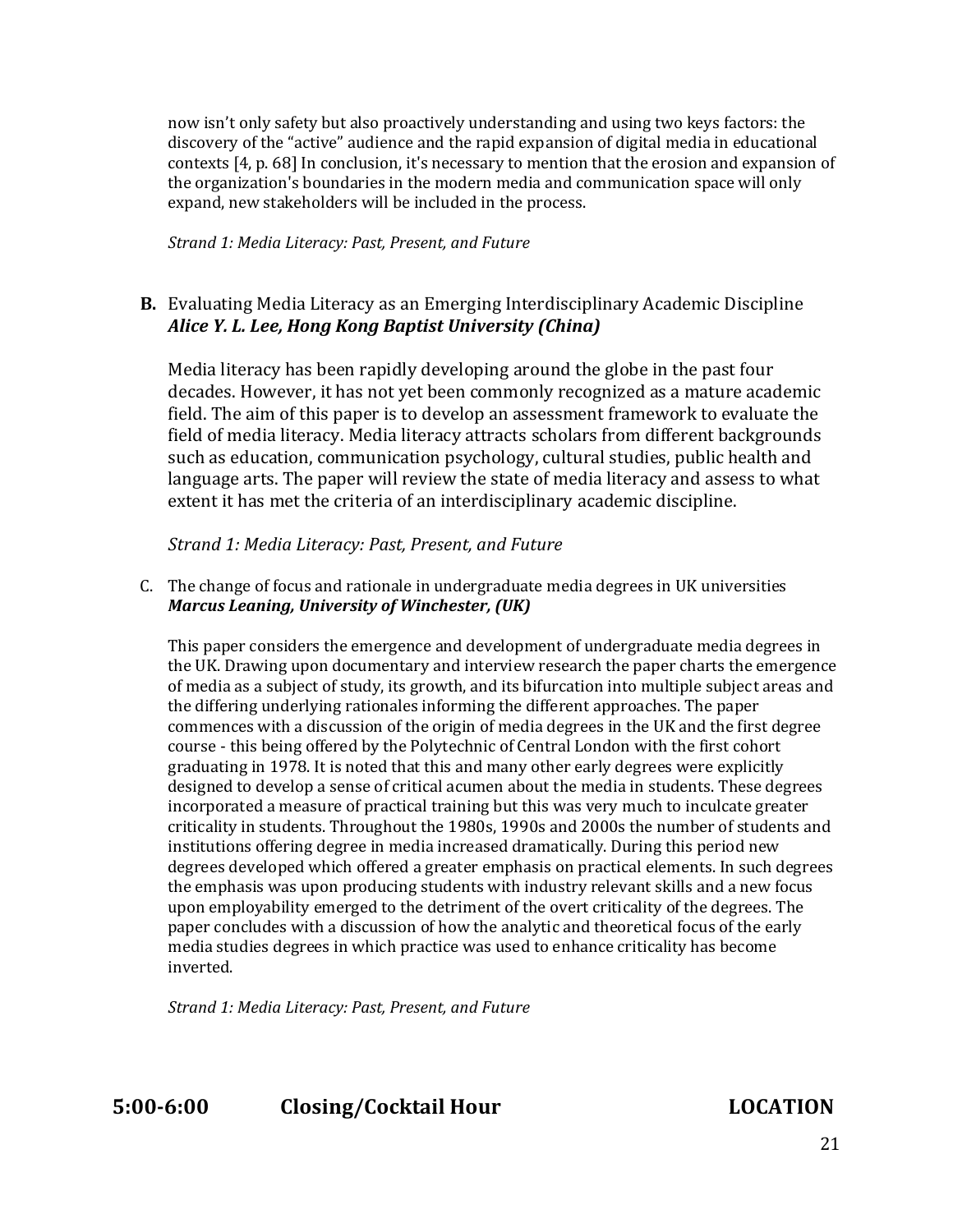now isn't only safety but also proactively understanding and using two keys factors: the discovery of the "active" audience and the rapid expansion of digital media in educational contexts [4, p. 68] In conclusion, it's necessary to mention that the erosion and expansion of the organization's boundaries in the modern media and communication space will only expand, new stakeholders will be included in the process.

*Strand 1: Media Literacy: Past, Present, and Future*

**B.** Evaluating Media Literacy as an Emerging Interdisciplinary Academic Discipline
***Alice Y. L. Lee, Hong Kong Baptist University (China)***

Media literacy has been rapidly developing around the globe in the past four decades. However, it has not yet been commonly recognized as a mature academic field. The aim of this paper is to develop an assessment framework to evaluate the field of media literacy. Media literacy attracts scholars from different backgrounds such as education, communication psychology, cultural studies, public health and language arts. The paper will review the state of media literacy and assess to what extent it has met the criteria of an interdisciplinary academic discipline.

*Strand 1: Media Literacy: Past, Present, and Future*

C. The change of focus and rationale in undergraduate media degrees in UK universities
***Marcus Leaning, University of Winchester, (UK)***

This paper considers the emergence and development of undergraduate media degrees in the UK. Drawing upon documentary and interview research the paper charts the emergence of media as a subject of study, its growth, and its bifurcation into multiple subject areas and the differing underlying rationales informing the different approaches. The paper commences with a discussion of the origin of media degrees in the UK and the first degree course - this being offered by the Polytechnic of Central London with the first cohort graduating in 1978. It is noted that this and many other early degrees were explicitly designed to develop a sense of critical acumen about the media in students. These degrees incorporated a measure of practical training but this was very much to inculcate greater criticality in students. Throughout the 1980s, 1990s and 2000s the number of students and institutions offering degree in media increased dramatically. During this period new degrees developed which offered a greater emphasis on practical elements. In such degrees the emphasis was upon producing students with industry relevant skills and a new focus upon employability emerged to the detriment of the overt criticality of the degrees. The paper concludes with a discussion of how the analytic and theoretical focus of the early media studies degrees in which practice was used to enhance criticality has become inverted.

*Strand 1: Media Literacy: Past, Present, and Future*

## 5:00-6:00 Closing/Cocktail Hour LOCATION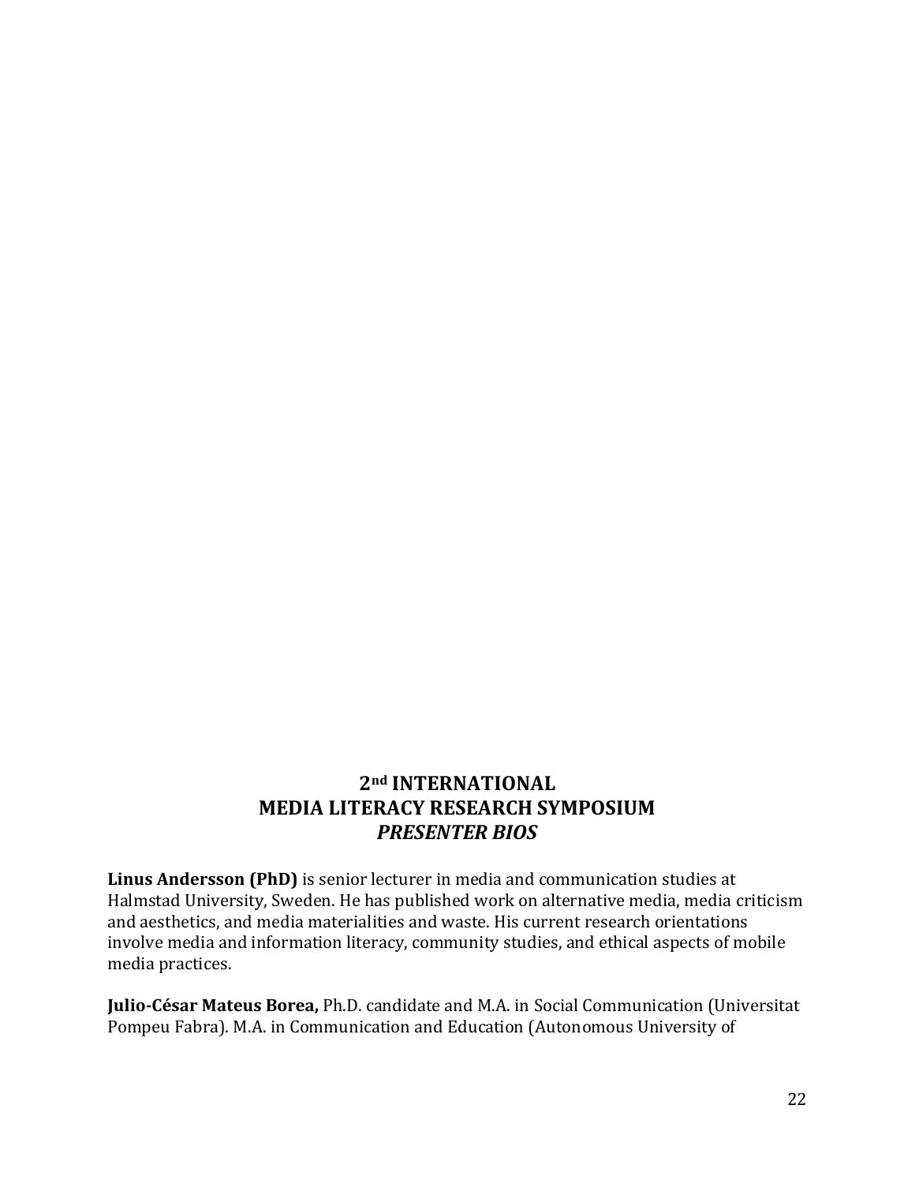## 2nd INTERNATIONAL MEDIA LITERACY RESEARCH SYMPOSIUM *PRESENTER BIOS*

**Linus Andersson (PhD)** is senior lecturer in media and communication studies at Halmstad University, Sweden. He has published work on alternative media, media criticism and aesthetics, and media materialities and waste. His current research orientations involve media and information literacy, community studies, and ethical aspects of mobile media practices.

**Julio-César Mateus Borea,** Ph.D. candidate and M.A. in Social Communication (Universitat Pompeu Fabra). M.A. in Communication and Education (Autonomous University of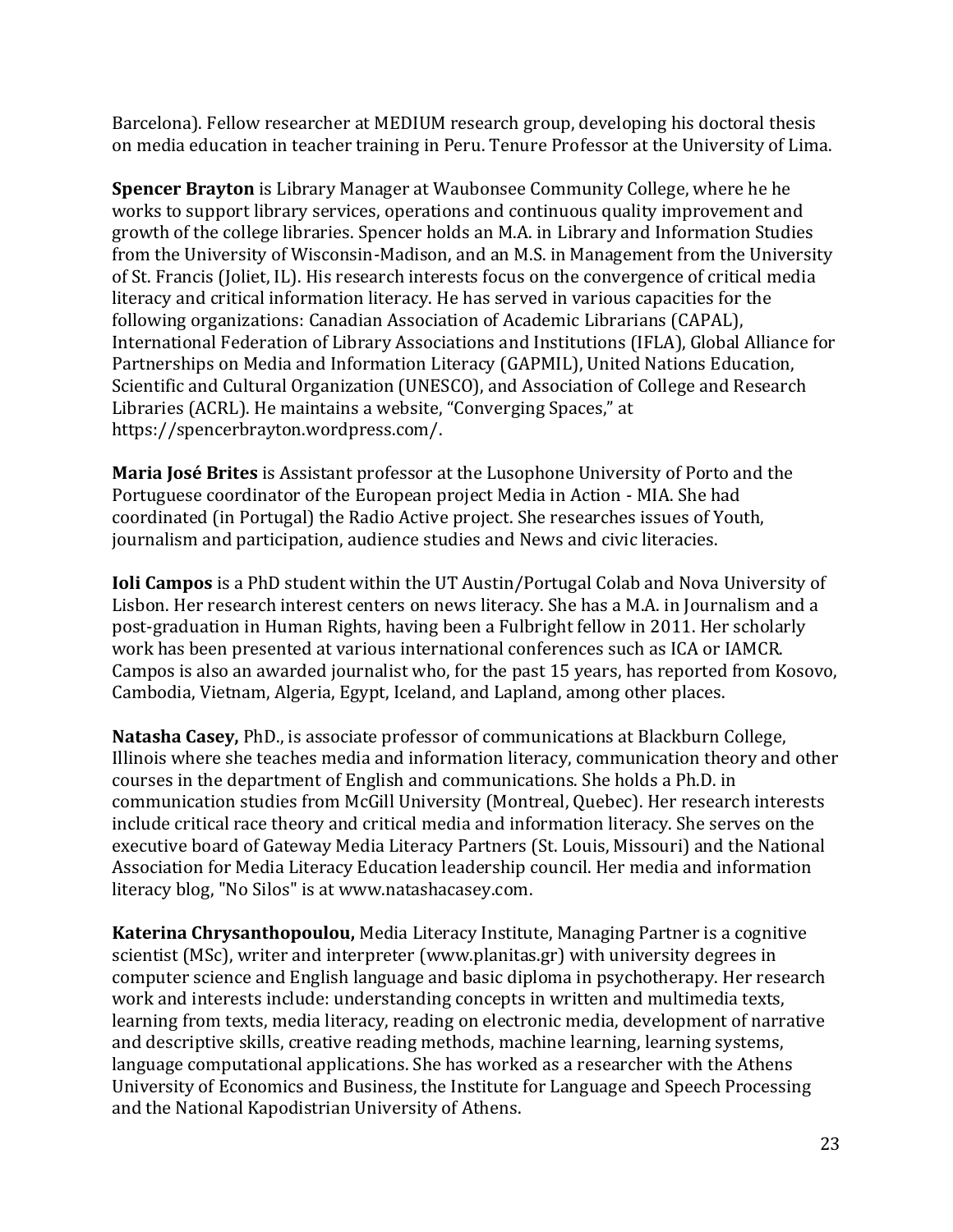Barcelona). Fellow researcher at MEDIUM research group, developing his doctoral thesis on media education in teacher training in Peru. Tenure Professor at the University of Lima.

**Spencer Brayton** is Library Manager at Waubonsee Community College, where he he works to support library services, operations and continuous quality improvement and growth of the college libraries. Spencer holds an M.A. in Library and Information Studies from the University of Wisconsin-Madison, and an M.S. in Management from the University of St. Francis (Joliet, IL). His research interests focus on the convergence of critical media literacy and critical information literacy. He has served in various capacities for the following organizations: Canadian Association of Academic Librarians (CAPAL), International Federation of Library Associations and Institutions (IFLA), Global Alliance for Partnerships on Media and Information Literacy (GAPMIL), United Nations Education, Scientific and Cultural Organization (UNESCO), and Association of College and Research Libraries (ACRL). He maintains a website, "Converging Spaces," at https://spencerbrayton.wordpress.com/.

**Maria José Brites** is Assistant professor at the Lusophone University of Porto and the Portuguese coordinator of the European project Media in Action - MIA. She had coordinated (in Portugal) the Radio Active project. She researches issues of Youth, journalism and participation, audience studies and News and civic literacies.

**Ioli Campos** is a PhD student within the UT Austin/Portugal Colab and Nova University of Lisbon. Her research interest centers on news literacy. She has a M.A. in Journalism and a post-graduation in Human Rights, having been a Fulbright fellow in 2011. Her scholarly work has been presented at various international conferences such as ICA or IAMCR. Campos is also an awarded journalist who, for the past 15 years, has reported from Kosovo, Cambodia, Vietnam, Algeria, Egypt, Iceland, and Lapland, among other places.

**Natasha Casey,** PhD., is associate professor of communications at Blackburn College, Illinois where she teaches media and information literacy, communication theory and other courses in the department of English and communications. She holds a Ph.D. in communication studies from McGill University (Montreal, Quebec). Her research interests include critical race theory and critical media and information literacy. She serves on the executive board of Gateway Media Literacy Partners (St. Louis, Missouri) and the National Association for Media Literacy Education leadership council. Her media and information literacy blog, "No Silos" is at www.natashacasey.com.

**Katerina Chrysanthopoulou,** Media Literacy Institute, Managing Partner is a cognitive scientist (MSc), writer and interpreter (www.planitas.gr) with university degrees in computer science and English language and basic diploma in psychotherapy. Her research work and interests include: understanding concepts in written and multimedia texts, learning from texts, media literacy, reading on electronic media, development of narrative and descriptive skills, creative reading methods, machine learning, learning systems, language computational applications. She has worked as a researcher with the Athens University of Economics and Business, the Institute for Language and Speech Processing and the National Kapodistrian University of Athens.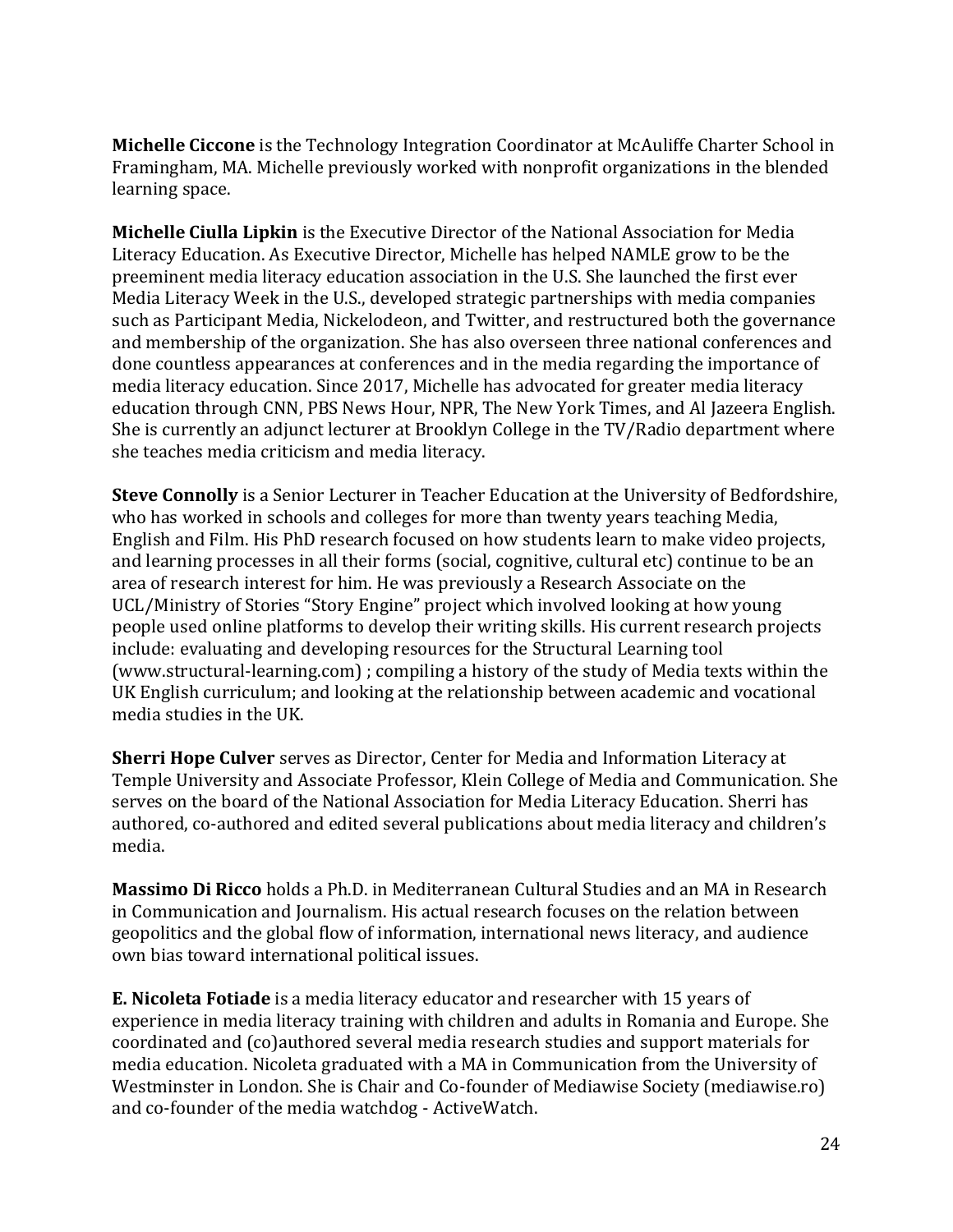**Michelle Ciccone** is the Technology Integration Coordinator at McAuliffe Charter School in Framingham, MA. Michelle previously worked with nonprofit organizations in the blended learning space.

**Michelle Ciulla Lipkin** is the Executive Director of the National Association for Media Literacy Education. As Executive Director, Michelle has helped NAMLE grow to be the preeminent media literacy education association in the U.S. She launched the first ever Media Literacy Week in the U.S., developed strategic partnerships with media companies such as Participant Media, Nickelodeon, and Twitter, and restructured both the governance and membership of the organization. She has also overseen three national conferences and done countless appearances at conferences and in the media regarding the importance of media literacy education. Since 2017, Michelle has advocated for greater media literacy education through CNN, PBS News Hour, NPR, The New York Times, and Al Jazeera English. She is currently an adjunct lecturer at Brooklyn College in the TV/Radio department where she teaches media criticism and media literacy.

**Steve Connolly** is a Senior Lecturer in Teacher Education at the University of Bedfordshire, who has worked in schools and colleges for more than twenty years teaching Media, English and Film. His PhD research focused on how students learn to make video projects, and learning processes in all their forms (social, cognitive, cultural etc) continue to be an area of research interest for him. He was previously a Research Associate on the UCL/Ministry of Stories "Story Engine" project which involved looking at how young people used online platforms to develop their writing skills. His current research projects include: evaluating and developing resources for the Structural Learning tool (www.structural-learning.com) ; compiling a history of the study of Media texts within the UK English curriculum; and looking at the relationship between academic and vocational media studies in the UK.

**Sherri Hope Culver** serves as Director, Center for Media and Information Literacy at Temple University and Associate Professor, Klein College of Media and Communication. She serves on the board of the National Association for Media Literacy Education. Sherri has authored, co-authored and edited several publications about media literacy and children's media.

**Massimo Di Ricco** holds a Ph.D. in Mediterranean Cultural Studies and an MA in Research in Communication and Journalism. His actual research focuses on the relation between geopolitics and the global flow of information, international news literacy, and audience own bias toward international political issues.

**E. Nicoleta Fotiade** is a media literacy educator and researcher with 15 years of experience in media literacy training with children and adults in Romania and Europe. She coordinated and (co)authored several media research studies and support materials for media education. Nicoleta graduated with a MA in Communication from the University of Westminster in London. She is Chair and Co-founder of Mediawise Society (mediawise.ro) and co-founder of the media watchdog - ActiveWatch.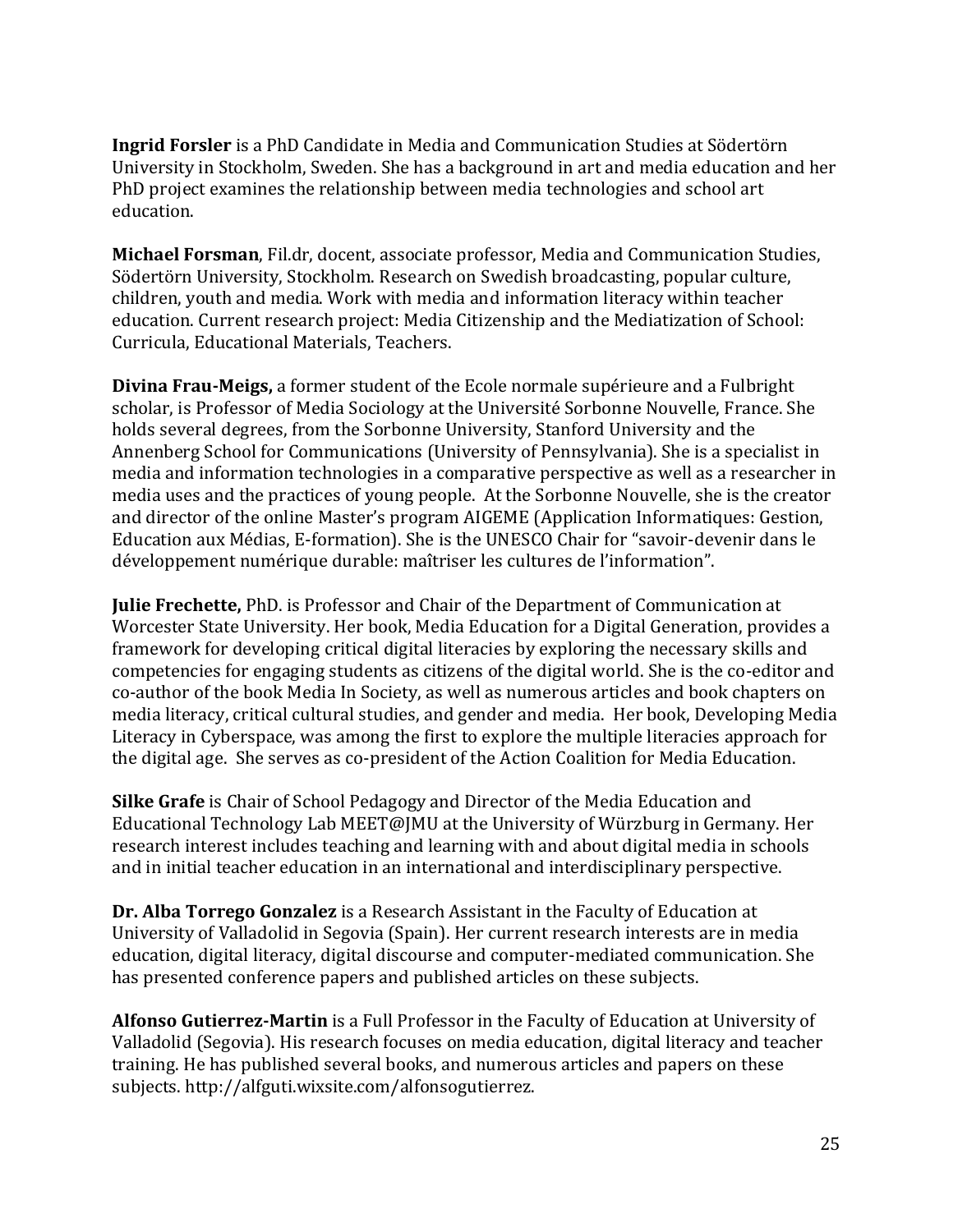**Ingrid Forsler** is a PhD Candidate in Media and Communication Studies at Södertörn University in Stockholm, Sweden. She has a background in art and media education and her PhD project examines the relationship between media technologies and school art education.

**Michael Forsman**, Fil.dr, docent, associate professor, Media and Communication Studies, Södertörn University, Stockholm. Research on Swedish broadcasting, popular culture, children, youth and media. Work with media and information literacy within teacher education. Current research project: Media Citizenship and the Mediatization of School: Curricula, Educational Materials, Teachers.

**Divina Frau-Meigs,** a former student of the Ecole normale supérieure and a Fulbright scholar, is Professor of Media Sociology at the Université Sorbonne Nouvelle, France. She holds several degrees, from the Sorbonne University, Stanford University and the Annenberg School for Communications (University of Pennsylvania). She is a specialist in media and information technologies in a comparative perspective as well as a researcher in media uses and the practices of young people. At the Sorbonne Nouvelle, she is the creator and director of the online Master's program AIGEME (Application Informatiques: Gestion, Education aux Médias, E-formation). She is the UNESCO Chair for "savoir-devenir dans le développement numérique durable: maîtriser les cultures de l'information".

**Julie Frechette,** PhD. is Professor and Chair of the Department of Communication at Worcester State University. Her book, Media Education for a Digital Generation, provides a framework for developing critical digital literacies by exploring the necessary skills and competencies for engaging students as citizens of the digital world. She is the co-editor and co-author of the book Media In Society, as well as numerous articles and book chapters on media literacy, critical cultural studies, and gender and media. Her book, Developing Media Literacy in Cyberspace, was among the first to explore the multiple literacies approach for the digital age. She serves as co-president of the Action Coalition for Media Education.

**Silke Grafe** is Chair of School Pedagogy and Director of the Media Education and Educational Technology Lab MEET@JMU at the University of Würzburg in Germany. Her research interest includes teaching and learning with and about digital media in schools and in initial teacher education in an international and interdisciplinary perspective.

**Dr. Alba Torrego Gonzalez** is a Research Assistant in the Faculty of Education at University of Valladolid in Segovia (Spain). Her current research interests are in media education, digital literacy, digital discourse and computer-mediated communication. She has presented conference papers and published articles on these subjects.

**Alfonso Gutierrez-Martin** is a Full Professor in the Faculty of Education at University of Valladolid (Segovia). His research focuses on media education, digital literacy and teacher training. He has published several books, and numerous articles and papers on these subjects. http://alfguti.wixsite.com/alfonsogutierrez.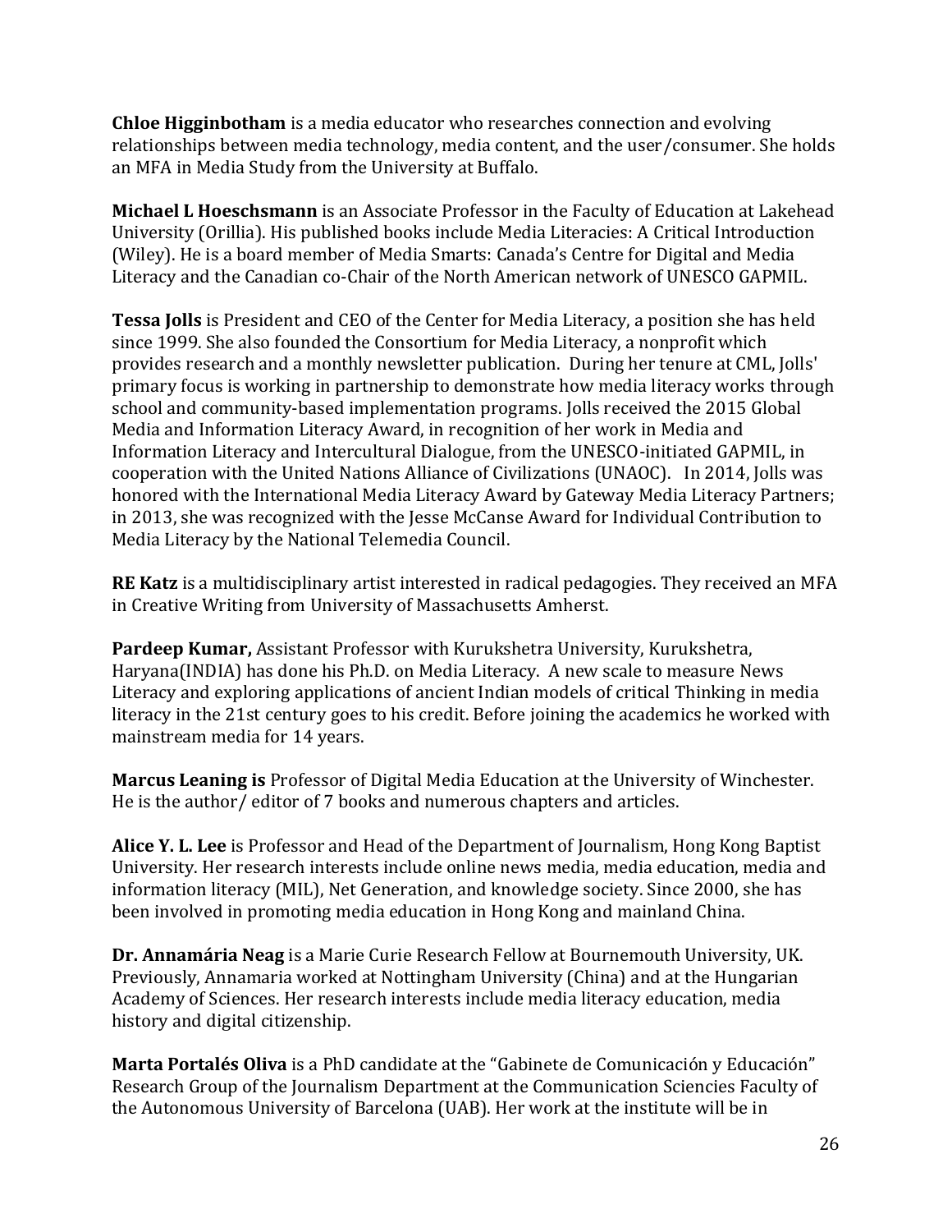**Chloe Higginbotham** is a media educator who researches connection and evolving relationships between media technology, media content, and the user/consumer. She holds an MFA in Media Study from the University at Buffalo.

**Michael L Hoeschsmann** is an Associate Professor in the Faculty of Education at Lakehead University (Orillia). His published books include Media Literacies: A Critical Introduction (Wiley). He is a board member of Media Smarts: Canada's Centre for Digital and Media Literacy and the Canadian co-Chair of the North American network of UNESCO GAPMIL.

**Tessa Jolls** is President and CEO of the Center for Media Literacy, a position she has held since 1999. She also founded the Consortium for Media Literacy, a nonprofit which provides research and a monthly newsletter publication. During her tenure at CML, Jolls' primary focus is working in partnership to demonstrate how media literacy works through school and community-based implementation programs. Jolls received the 2015 Global Media and Information Literacy Award, in recognition of her work in Media and Information Literacy and Intercultural Dialogue, from the UNESCO-initiated GAPMIL, in cooperation with the United Nations Alliance of Civilizations (UNAOC). In 2014, Jolls was honored with the International Media Literacy Award by Gateway Media Literacy Partners; in 2013, she was recognized with the Jesse McCanse Award for Individual Contribution to Media Literacy by the National Telemedia Council.

**RE Katz** is a multidisciplinary artist interested in radical pedagogies. They received an MFA in Creative Writing from University of Massachusetts Amherst.

**Pardeep Kumar,** Assistant Professor with Kurukshetra University, Kurukshetra, Haryana(INDIA) has done his Ph.D. on Media Literacy. A new scale to measure News Literacy and exploring applications of ancient Indian models of critical Thinking in media literacy in the 21st century goes to his credit. Before joining the academics he worked with mainstream media for 14 years.

**Marcus Leaning is** Professor of Digital Media Education at the University of Winchester. He is the author/ editor of 7 books and numerous chapters and articles.

**Alice Y. L. Lee** is Professor and Head of the Department of Journalism, Hong Kong Baptist University. Her research interests include online news media, media education, media and information literacy (MIL), Net Generation, and knowledge society. Since 2000, she has been involved in promoting media education in Hong Kong and mainland China.

**Dr. Annamária Neag** is a Marie Curie Research Fellow at Bournemouth University, UK. Previously, Annamaria worked at Nottingham University (China) and at the Hungarian Academy of Sciences. Her research interests include media literacy education, media history and digital citizenship.

**Marta Portalés Oliva** is a PhD candidate at the "Gabinete de Comunicación y Educación" Research Group of the Journalism Department at the Communication Sciencies Faculty of the Autonomous University of Barcelona (UAB). Her work at the institute will be in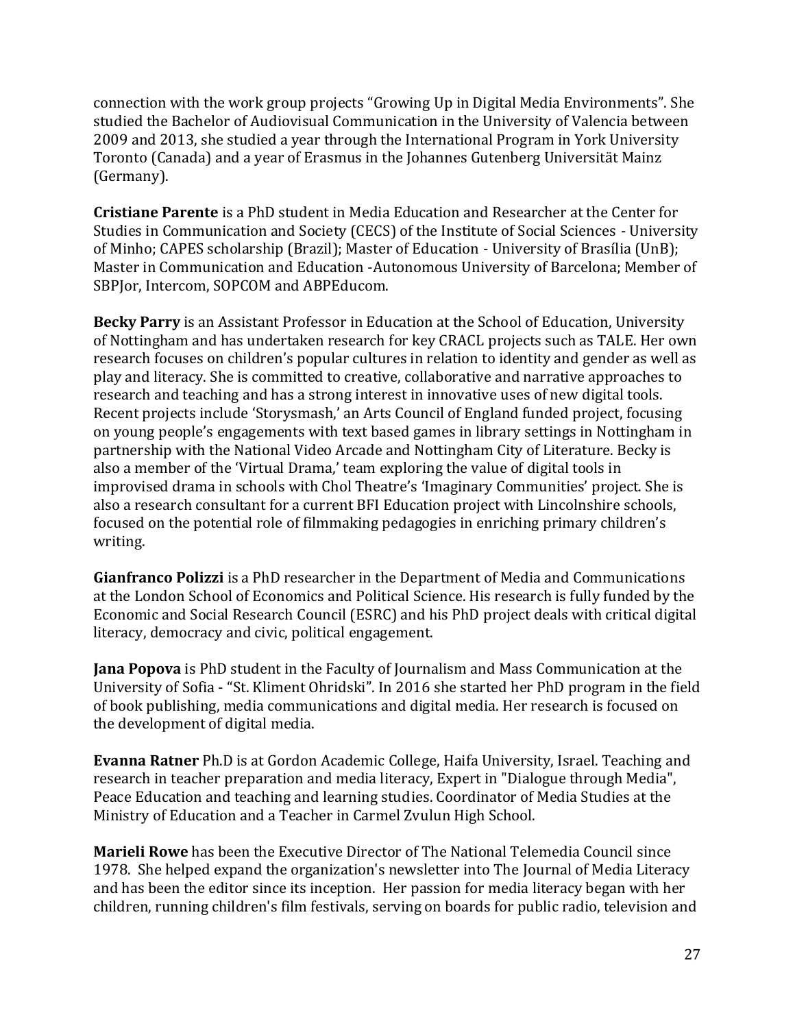connection with the work group projects "Growing Up in Digital Media Environments". She studied the Bachelor of Audiovisual Communication in the University of Valencia between 2009 and 2013, she studied a year through the International Program in York University Toronto (Canada) and a year of Erasmus in the Johannes Gutenberg Universität Mainz (Germany).

**Cristiane Parente** is a PhD student in Media Education and Researcher at the Center for Studies in Communication and Society (CECS) of the Institute of Social Sciences - University of Minho; CAPES scholarship (Brazil); Master of Education - University of Brasília (UnB); Master in Communication and Education -Autonomous University of Barcelona; Member of SBPJor, Intercom, SOPCOM and ABPEducom.

**Becky Parry** is an Assistant Professor in Education at the School of Education, University of Nottingham and has undertaken research for key CRACL projects such as TALE. Her own research focuses on children's popular cultures in relation to identity and gender as well as play and literacy. She is committed to creative, collaborative and narrative approaches to research and teaching and has a strong interest in innovative uses of new digital tools. Recent projects include 'Storysmash,' an Arts Council of England funded project, focusing on young people's engagements with text based games in library settings in Nottingham in partnership with the National Video Arcade and Nottingham City of Literature. Becky is also a member of the 'Virtual Drama,' team exploring the value of digital tools in improvised drama in schools with Chol Theatre's 'Imaginary Communities' project. She is also a research consultant for a current BFI Education project with Lincolnshire schools, focused on the potential role of filmmaking pedagogies in enriching primary children's writing.

**Gianfranco Polizzi** is a PhD researcher in the Department of Media and Communications at the London School of Economics and Political Science. His research is fully funded by the Economic and Social Research Council (ESRC) and his PhD project deals with critical digital literacy, democracy and civic, political engagement.

**Jana Popova** is PhD student in the Faculty of Journalism and Mass Communication at the University of Sofia - "St. Kliment Ohridski". In 2016 she started her PhD program in the field of book publishing, media communications and digital media. Her research is focused on the development of digital media.

**Evanna Ratner** Ph.D is at Gordon Academic College, Haifa University, Israel. Teaching and research in teacher preparation and media literacy, Expert in "Dialogue through Media", Peace Education and teaching and learning studies. Coordinator of Media Studies at the Ministry of Education and a Teacher in Carmel Zvulun High School.

**Marieli Rowe** has been the Executive Director of The National Telemedia Council since 1978. She helped expand the organization's newsletter into The Journal of Media Literacy and has been the editor since its inception. Her passion for media literacy began with her children, running children's film festivals, serving on boards for public radio, television and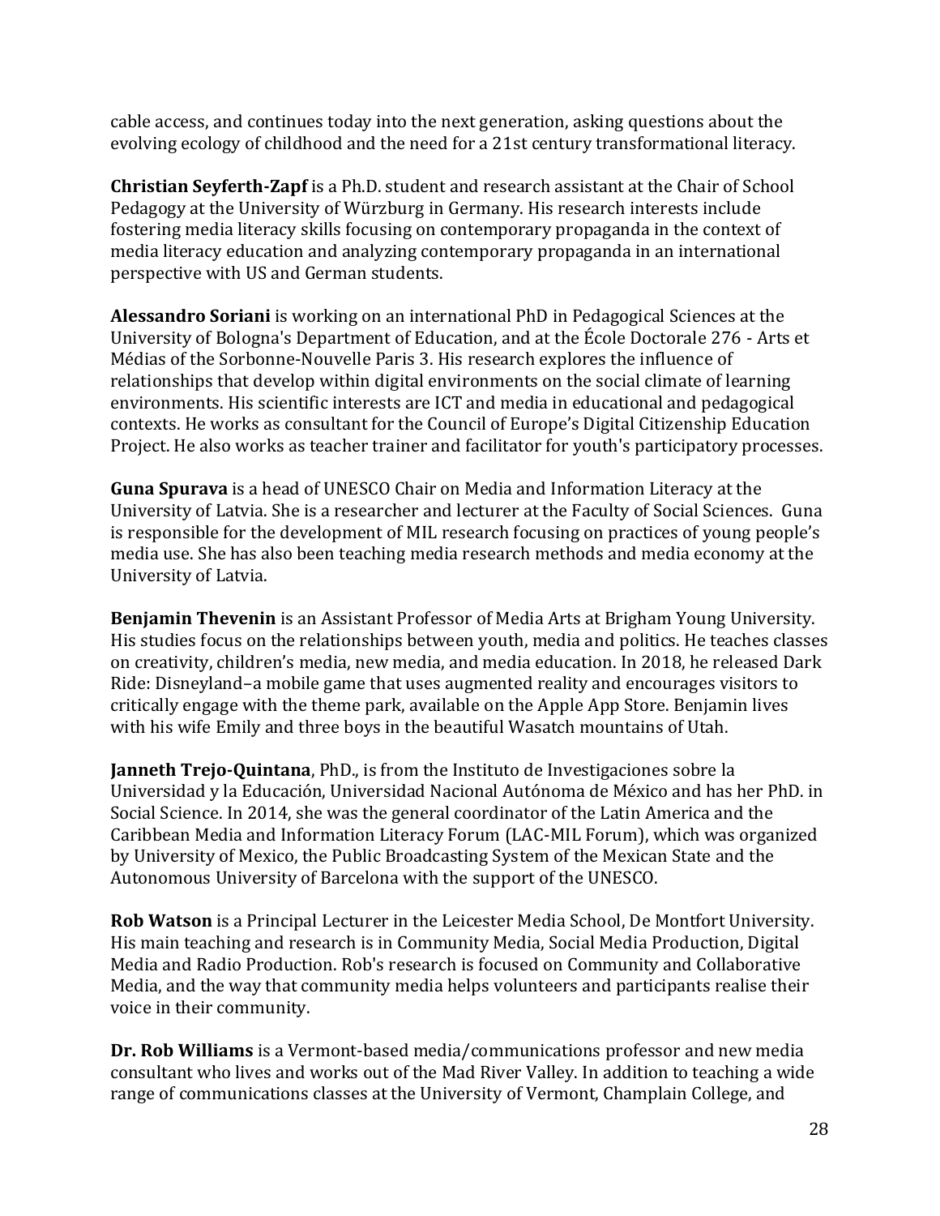cable access, and continues today into the next generation, asking questions about the evolving ecology of childhood and the need for a 21st century transformational literacy.

**Christian Seyferth-Zapf** is a Ph.D. student and research assistant at the Chair of School Pedagogy at the University of Würzburg in Germany. His research interests include fostering media literacy skills focusing on contemporary propaganda in the context of media literacy education and analyzing contemporary propaganda in an international perspective with US and German students.

**Alessandro Soriani** is working on an international PhD in Pedagogical Sciences at the University of Bologna's Department of Education, and at the École Doctorale 276 - Arts et Médias of the Sorbonne-Nouvelle Paris 3. His research explores the influence of relationships that develop within digital environments on the social climate of learning environments. His scientific interests are ICT and media in educational and pedagogical contexts. He works as consultant for the Council of Europe's Digital Citizenship Education Project. He also works as teacher trainer and facilitator for youth's participatory processes.

**Guna Spurava** is a head of UNESCO Chair on Media and Information Literacy at the University of Latvia. She is a researcher and lecturer at the Faculty of Social Sciences. Guna is responsible for the development of MIL research focusing on practices of young people's media use. She has also been teaching media research methods and media economy at the University of Latvia.

**Benjamin Thevenin** is an Assistant Professor of Media Arts at Brigham Young University. His studies focus on the relationships between youth, media and politics. He teaches classes on creativity, children's media, new media, and media education. In 2018, he released Dark Ride: Disneyland–a mobile game that uses augmented reality and encourages visitors to critically engage with the theme park, available on the Apple App Store. Benjamin lives with his wife Emily and three boys in the beautiful Wasatch mountains of Utah.

**Janneth Trejo-Quintana**, PhD., is from the Instituto de Investigaciones sobre la Universidad y la Educación, Universidad Nacional Autónoma de México and has her PhD. in Social Science. In 2014, she was the general coordinator of the Latin America and the Caribbean Media and Information Literacy Forum (LAC-MIL Forum), which was organized by University of Mexico, the Public Broadcasting System of the Mexican State and the Autonomous University of Barcelona with the support of the UNESCO.

**Rob Watson** is a Principal Lecturer in the Leicester Media School, De Montfort University. His main teaching and research is in Community Media, Social Media Production, Digital Media and Radio Production. Rob's research is focused on Community and Collaborative Media, and the way that community media helps volunteers and participants realise their voice in their community.

**Dr. Rob Williams** is a Vermont-based media/communications professor and new media consultant who lives and works out of the Mad River Valley. In addition to teaching a wide range of communications classes at the University of Vermont, Champlain College, and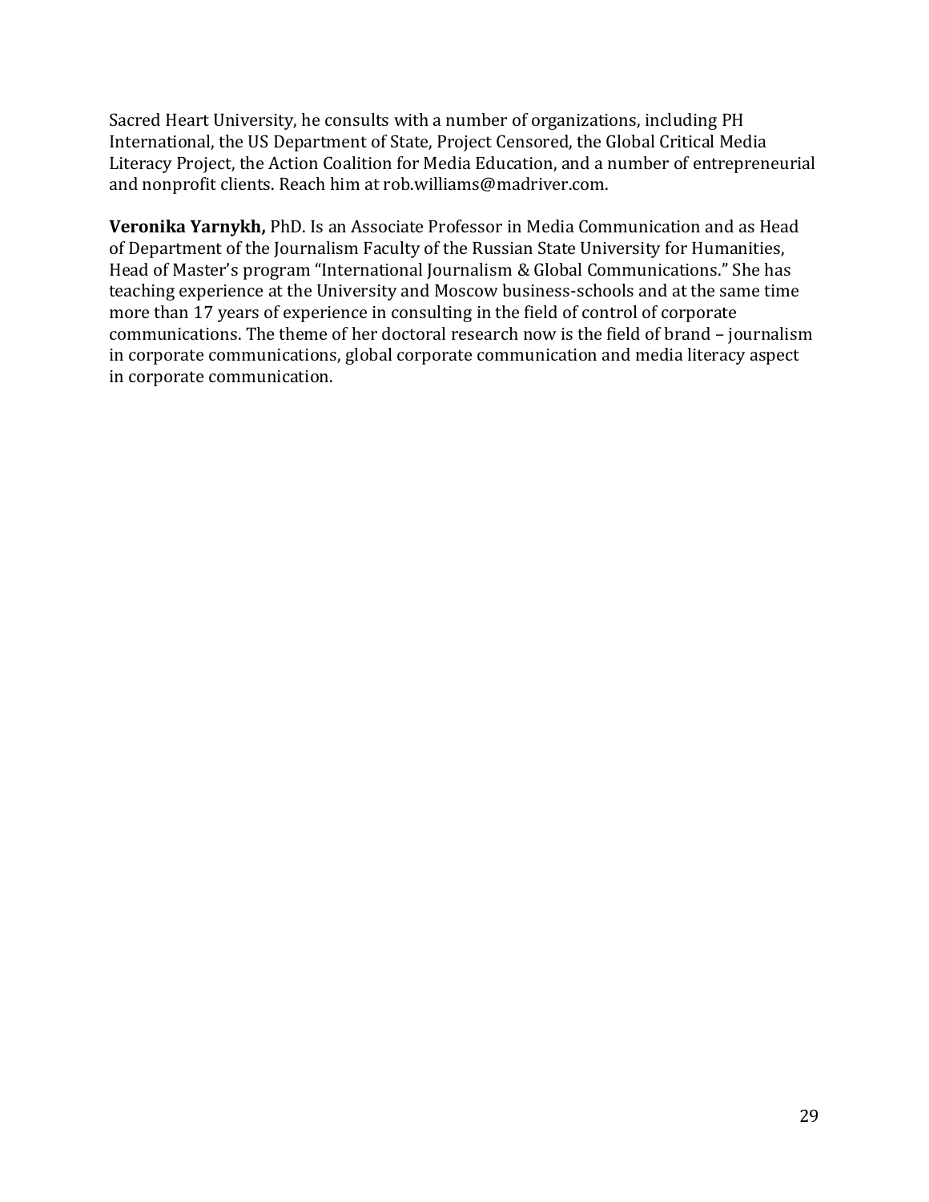Sacred Heart University, he consults with a number of organizations, including PH International, the US Department of State, Project Censored, the Global Critical Media Literacy Project, the Action Coalition for Media Education, and a number of entrepreneurial and nonprofit clients. Reach him at rob.williams@madriver.com.

**Veronika Yarnykh,** PhD. Is an Associate Professor in Media Communication and as Head of Department of the Journalism Faculty of the Russian State University for Humanities, Head of Master's program "International Journalism & Global Communications." She has teaching experience at the University and Moscow business-schools and at the same time more than 17 years of experience in consulting in the field of control of corporate communications. The theme of her doctoral research now is the field of brand – journalism in corporate communications, global corporate communication and media literacy aspect in corporate communication.